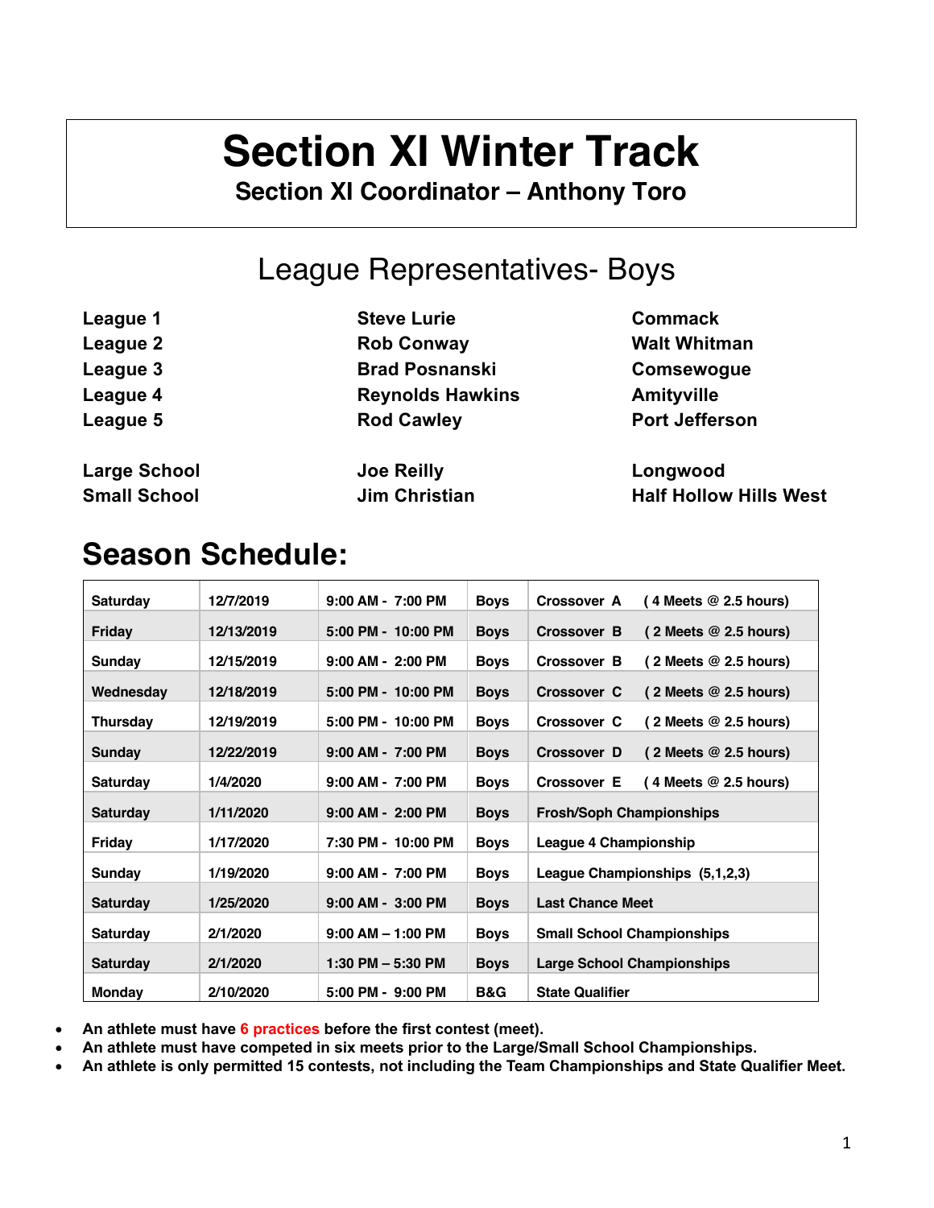# Section XI Winter Track

**Section XI Coordinator – Anthony Toro**

## League Representatives- Boys

| | | |
|---|---|---|
| **League 1** | **Steve Lurie** | **Commack** |
| **League 2** | **Rob Conway** | **Walt Whitman** |
| **League 3** | **Brad Posnanski** | **Comsewogue** |
| **League 4** | **Reynolds Hawkins** | **Amityville** |
| **League 5** | **Rod Cawley** | **Port Jefferson** |
| **Large School** | **Joe Reilly** | **Longwood** |
| **Small School** | **Jim Christian** | **Half Hollow Hills West** |

## Season Schedule:

| | | | | |
|---|---|---|---|---|
| Saturday | 12/7/2019 | 9:00 AM - 7:00 PM | Boys | Crossover A ( 4 Meets @ 2.5 hours) |
| Friday | 12/13/2019 | 5:00 PM - 10:00 PM | Boys | Crossover B ( 2 Meets @ 2.5 hours) |
| Sunday | 12/15/2019 | 9:00 AM - 2:00 PM | Boys | Crossover B ( 2 Meets @ 2.5 hours) |
| Wednesday | 12/18/2019 | 5:00 PM - 10:00 PM | Boys | Crossover C ( 2 Meets @ 2.5 hours) |
| Thursday | 12/19/2019 | 5:00 PM - 10:00 PM | Boys | Crossover C ( 2 Meets @ 2.5 hours) |
| Sunday | 12/22/2019 | 9:00 AM - 7:00 PM | Boys | Crossover D ( 2 Meets @ 2.5 hours) |
| Saturday | 1/4/2020 | 9:00 AM - 7:00 PM | Boys | Crossover E ( 4 Meets @ 2.5 hours) |
| Saturday | 1/11/2020 | 9:00 AM - 2:00 PM | Boys | Frosh/Soph Championships |
| Friday | 1/17/2020 | 7:30 PM - 10:00 PM | Boys | League 4 Championship |
| Sunday | 1/19/2020 | 9:00 AM - 7:00 PM | Boys | League Championships (5,1,2,3) |
| Saturday | 1/25/2020 | 9:00 AM - 3:00 PM | Boys | Last Chance Meet |
| Saturday | 2/1/2020 | 9:00 AM – 1:00 PM | Boys | Small School Championships |
| Saturday | 2/1/2020 | 1:30 PM – 5:30 PM | Boys | Large School Championships |
| Monday | 2/10/2020 | 5:00 PM - 9:00 PM | B&G | State Qualifier |

- **An athlete must have 6 practices before the first contest (meet).**
- **An athlete must have competed in six meets prior to the Large/Small School Championships.**
- **An athlete is only permitted 15 contests, not including the Team Championships and State Qualifier Meet.**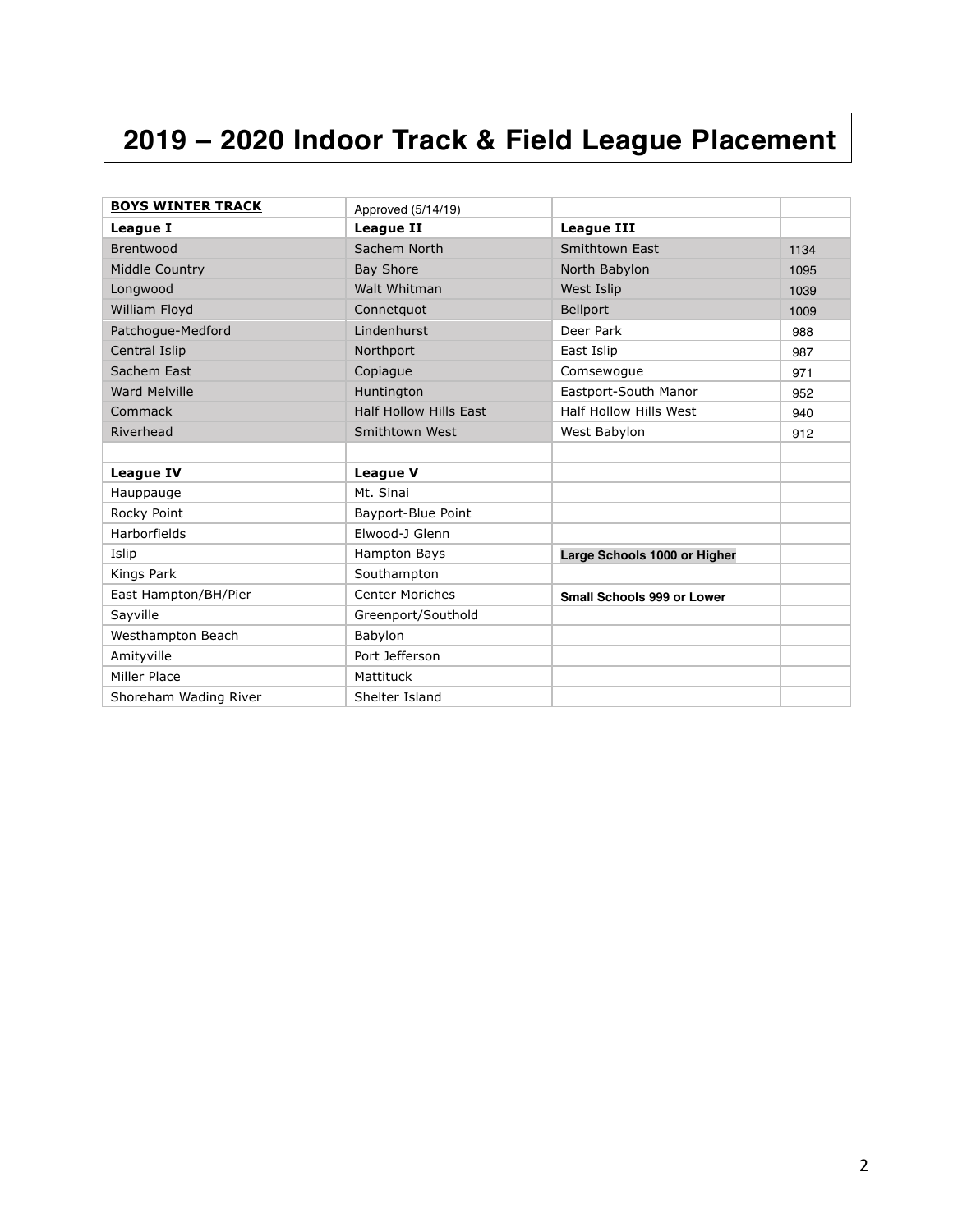# 2019 – 2020 Indoor Track & Field League Placement

| **BOYS WINTER TRACK** | Approved (5/14/19) | | |
|---|---|---|---|
| **League I** | **League II** | **League III** | |
| Brentwood | Sachem North | Smithtown East | 1134 |
| Middle Country | Bay Shore | North Babylon | 1095 |
| Longwood | Walt Whitman | West Islip | 1039 |
| William Floyd | Connetquot | Bellport | 1009 |
| Patchogue-Medford | Lindenhurst | Deer Park | 988 |
| Central Islip | Northport | East Islip | 987 |
| Sachem East | Copiague | Comsewogue | 971 |
| Ward Melville | Huntington | Eastport-South Manor | 952 |
| Commack | Half Hollow Hills East | Half Hollow Hills West | 940 |
| Riverhead | Smithtown West | West Babylon | 912 |
| | | | |
| **League IV** | **League V** | | |
| Hauppauge | Mt. Sinai | | |
| Rocky Point | Bayport-Blue Point | | |
| Harborfields | Elwood-J Glenn | | |
| Islip | Hampton Bays | **Large Schools 1000 or Higher** | |
| Kings Park | Southampton | | |
| East Hampton/BH/Pier | Center Moriches | **Small Schools 999 or Lower** | |
| Sayville | Greenport/Southold | | |
| Westhampton Beach | Babylon | | |
| Amityville | Port Jefferson | | |
| Miller Place | Mattituck | | |
| Shoreham Wading River | Shelter Island | | |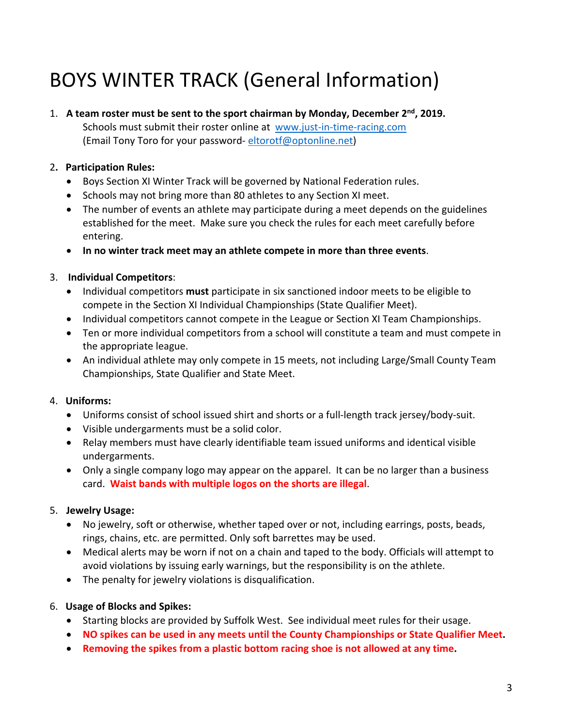# BOYS WINTER TRACK (General Information)

1. **A team roster must be sent to the sport chairman by Monday, December 2nd, 2019.**
   Schools must submit their roster online at [www.just-in-time-racing.com](http://www.just-in-time-racing.com)
   (Email Tony Toro for your password- [eltorotf@optonline.net](mailto:eltorotf@optonline.net))

2. **Participation Rules:**
   - Boys Section XI Winter Track will be governed by National Federation rules.
   - Schools may not bring more than 80 athletes to any Section XI meet.
   - The number of events an athlete may participate during a meet depends on the guidelines established for the meet. Make sure you check the rules for each meet carefully before entering.
   - **In no winter track meet may an athlete compete in more than three events**.

3. **Individual Competitors**:
   - Individual competitors **must** participate in six sanctioned indoor meets to be eligible to compete in the Section XI Individual Championships (State Qualifier Meet).
   - Individual competitors cannot compete in the League or Section XI Team Championships.
   - Ten or more individual competitors from a school will constitute a team and must compete in the appropriate league.
   - An individual athlete may only compete in 15 meets, not including Large/Small County Team Championships, State Qualifier and State Meet.

4. **Uniforms:**
   - Uniforms consist of school issued shirt and shorts or a full-length track jersey/body-suit.
   - Visible undergarments must be a solid color.
   - Relay members must have clearly identifiable team issued uniforms and identical visible undergarments.
   - Only a single company logo may appear on the apparel. It can be no larger than a business card. **Waist bands with multiple logos on the shorts are illegal**.

5. **Jewelry Usage:**
   - No jewelry, soft or otherwise, whether taped over or not, including earrings, posts, beads, rings, chains, etc. are permitted. Only soft barrettes may be used.
   - Medical alerts may be worn if not on a chain and taped to the body. Officials will attempt to avoid violations by issuing early warnings, but the responsibility is on the athlete.
   - The penalty for jewelry violations is disqualification.

6. **Usage of Blocks and Spikes:**
   - Starting blocks are provided by Suffolk West. See individual meet rules for their usage.
   - **NO spikes can be used in any meets until the County Championships or State Qualifier Meet.**
   - **Removing the spikes from a plastic bottom racing shoe is not allowed at any time.**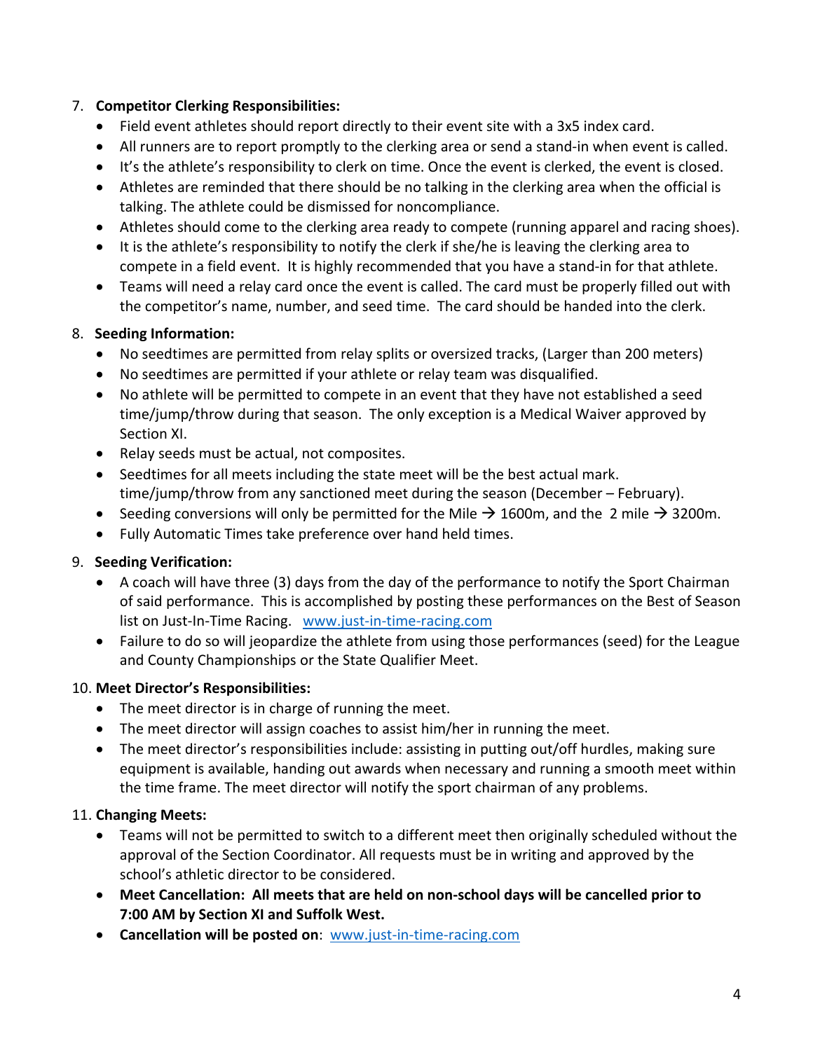7. **Competitor Clerking Responsibilities:**
   - Field event athletes should report directly to their event site with a 3x5 index card.
   - All runners are to report promptly to the clerking area or send a stand-in when event is called.
   - It's the athlete's responsibility to clerk on time. Once the event is clerked, the event is closed.
   - Athletes are reminded that there should be no talking in the clerking area when the official is talking. The athlete could be dismissed for noncompliance.
   - Athletes should come to the clerking area ready to compete (running apparel and racing shoes).
   - It is the athlete's responsibility to notify the clerk if she/he is leaving the clerking area to compete in a field event. It is highly recommended that you have a stand-in for that athlete.
   - Teams will need a relay card once the event is called. The card must be properly filled out with the competitor's name, number, and seed time. The card should be handed into the clerk.

8. **Seeding Information:**
   - No seedtimes are permitted from relay splits or oversized tracks, (Larger than 200 meters)
   - No seedtimes are permitted if your athlete or relay team was disqualified.
   - No athlete will be permitted to compete in an event that they have not established a seed time/jump/throw during that season. The only exception is a Medical Waiver approved by Section XI.
   - Relay seeds must be actual, not composites.
   - Seedtimes for all meets including the state meet will be the best actual mark. time/jump/throw from any sanctioned meet during the season (December – February).
   - Seeding conversions will only be permitted for the Mile → 1600m, and the 2 mile → 3200m.
   - Fully Automatic Times take preference over hand held times.

9. **Seeding Verification:**
   - A coach will have three (3) days from the day of the performance to notify the Sport Chairman of said performance. This is accomplished by posting these performances on the Best of Season list on Just-In-Time Racing. www.just-in-time-racing.com
   - Failure to do so will jeopardize the athlete from using those performances (seed) for the League and County Championships or the State Qualifier Meet.

10. **Meet Director's Responsibilities:**
    - The meet director is in charge of running the meet.
    - The meet director will assign coaches to assist him/her in running the meet.
    - The meet director's responsibilities include: assisting in putting out/off hurdles, making sure equipment is available, handing out awards when necessary and running a smooth meet within the time frame. The meet director will notify the sport chairman of any problems.

11. **Changing Meets:**
    - Teams will not be permitted to switch to a different meet then originally scheduled without the approval of the Section Coordinator. All requests must be in writing and approved by the school's athletic director to be considered.
    - **Meet Cancellation: All meets that are held on non-school days will be cancelled prior to 7:00 AM by Section XI and Suffolk West.**
    - **Cancellation will be posted on**: www.just-in-time-racing.com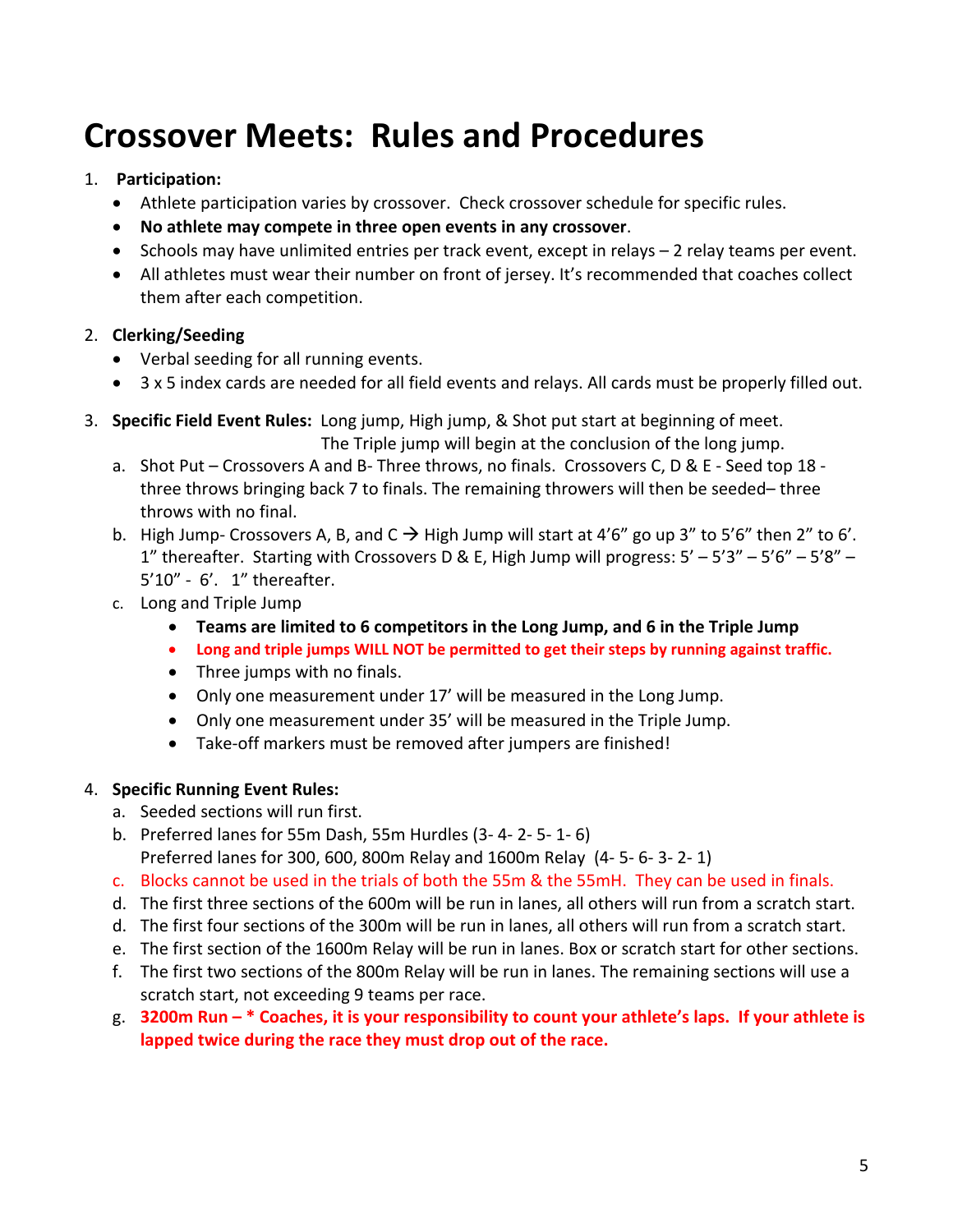# Crossover Meets: Rules and Procedures

1. **Participation:**
   - Athlete participation varies by crossover. Check crossover schedule for specific rules.
   - **No athlete may compete in three open events in any crossover**.
   - Schools may have unlimited entries per track event, except in relays – 2 relay teams per event.
   - All athletes must wear their number on front of jersey. It's recommended that coaches collect them after each competition.

2. **Clerking/Seeding**
   - Verbal seeding for all running events.
   - 3 x 5 index cards are needed for all field events and relays. All cards must be properly filled out.

3. **Specific Field Event Rules:** Long jump, High jump, & Shot put start at beginning of meet. The Triple jump will begin at the conclusion of the long jump.
   a. Shot Put – Crossovers A and B- Three throws, no finals. Crossovers C, D & E - Seed top 18 - three throws bringing back 7 to finals. The remaining throwers will then be seeded– three throws with no final.
   b. High Jump- Crossovers A, B, and C → High Jump will start at 4'6" go up 3" to 5'6" then 2" to 6'. 1" thereafter. Starting with Crossovers D & E, High Jump will progress: 5' – 5'3" – 5'6" – 5'8" – 5'10" - 6'. 1" thereafter.
   c. Long and Triple Jump
      - **Teams are limited to 6 competitors in the Long Jump, and 6 in the Triple Jump**
      - **Long and triple jumps WILL NOT be permitted to get their steps by running against traffic.**
      - Three jumps with no finals.
      - Only one measurement under 17' will be measured in the Long Jump.
      - Only one measurement under 35' will be measured in the Triple Jump.
      - Take-off markers must be removed after jumpers are finished!

4. **Specific Running Event Rules:**
   a. Seeded sections will run first.
   b. Preferred lanes for 55m Dash, 55m Hurdles (3- 4- 2- 5- 1- 6)
      Preferred lanes for 300, 600, 800m Relay and 1600m Relay (4- 5- 6- 3- 2- 1)
   c. Blocks cannot be used in the trials of both the 55m & the 55mH. They can be used in finals.
   d. The first three sections of the 600m will be run in lanes, all others will run from a scratch start.
   d. The first four sections of the 300m will be run in lanes, all others will run from a scratch start.
   e. The first section of the 1600m Relay will be run in lanes. Box or scratch start for other sections.
   f. The first two sections of the 800m Relay will be run in lanes. The remaining sections will use a scratch start, not exceeding 9 teams per race.
   g. **3200m Run – * Coaches, it is your responsibility to count your athlete's laps. If your athlete is lapped twice during the race they must drop out of the race.**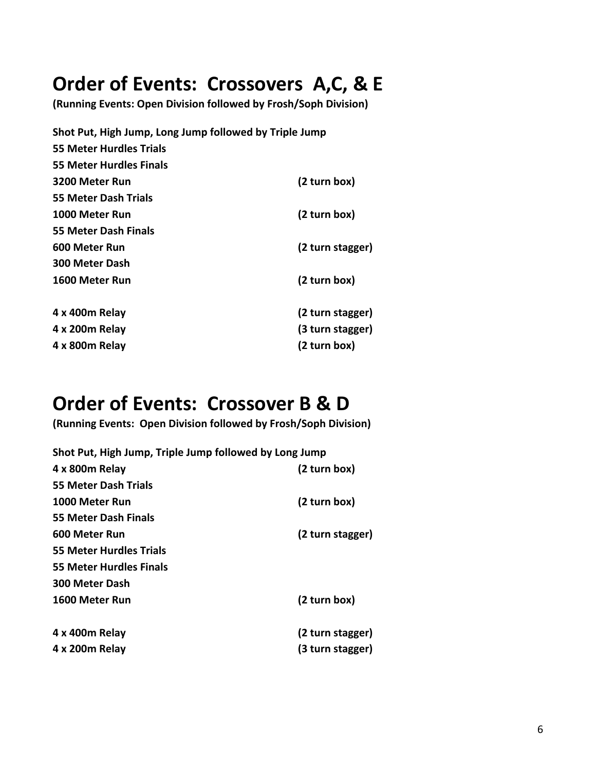# Order of Events: Crossovers A,C, & E

**(Running Events: Open Division followed by Frosh/Soph Division)**

| | |
|---|---|
| **Shot Put, High Jump, Long Jump followed by Triple Jump** | |
| **55 Meter Hurdles Trials** | |
| **55 Meter Hurdles Finals** | |
| **3200 Meter Run** | **(2 turn box)** |
| **55 Meter Dash Trials** | |
| **1000 Meter Run** | **(2 turn box)** |
| **55 Meter Dash Finals** | |
| **600 Meter Run** | **(2 turn stagger)** |
| **300 Meter Dash** | |
| **1600 Meter Run** | **(2 turn box)** |
| **4 x 400m Relay** | **(2 turn stagger)** |
| **4 x 200m Relay** | **(3 turn stagger)** |
| **4 x 800m Relay** | **(2 turn box)** |

# Order of Events: Crossover B & D

**(Running Events: Open Division followed by Frosh/Soph Division)**

| | |
|---|---|
| **Shot Put, High Jump, Triple Jump followed by Long Jump** | |
| **4 x 800m Relay** | **(2 turn box)** |
| **55 Meter Dash Trials** | |
| **1000 Meter Run** | **(2 turn box)** |
| **55 Meter Dash Finals** | |
| **600 Meter Run** | **(2 turn stagger)** |
| **55 Meter Hurdles Trials** | |
| **55 Meter Hurdles Finals** | |
| **300 Meter Dash** | |
| **1600 Meter Run** | **(2 turn box)** |
| **4 x 400m Relay** | **(2 turn stagger)** |
| **4 x 200m Relay** | **(3 turn stagger)** |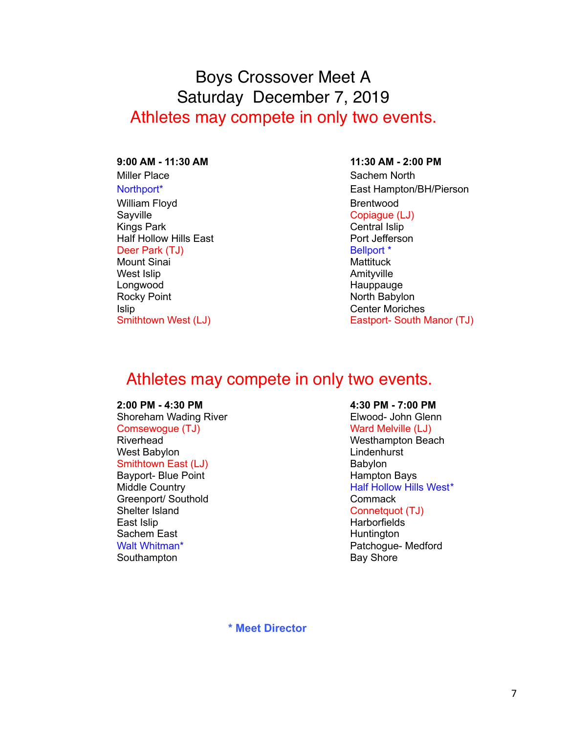# Boys Crossover Meet A

## Saturday December 7, 2019

**Athletes may compete in only two events.**

**9:00 AM - 11:30 AM**

Miller Place
Northport*
William Floyd
Sayville
Kings Park
Half Hollow Hills East
Deer Park (TJ)
Mount Sinai
West Islip
Longwood
Rocky Point
Islip
Smithtown West (LJ)

**11:30 AM - 2:00 PM**

Sachem North
East Hampton/BH/Pierson
Brentwood
Copiague (LJ)
Central Islip
Port Jefferson
Bellport *
Mattituck
Amityville
Hauppauge
North Babylon
Center Moriches
Eastport- South Manor (TJ)

**Athletes may compete in only two events.**

**2:00 PM - 4:30 PM**

Shoreham Wading River
Comsewogue (TJ)
Riverhead
West Babylon
Smithtown East (LJ)
Bayport- Blue Point
Middle Country
Greenport/ Southold
Shelter Island
East Islip
Sachem East
Walt Whitman*
Southampton

**4:30 PM - 7:00 PM**

Elwood- John Glenn
Ward Melville (LJ)
Westhampton Beach
Lindenhurst
Babylon
Hampton Bays
Half Hollow Hills West*
Commack
Connetquot (TJ)
Harborfields
Huntington
Patchogue- Medford
Bay Shore

**\* Meet Director**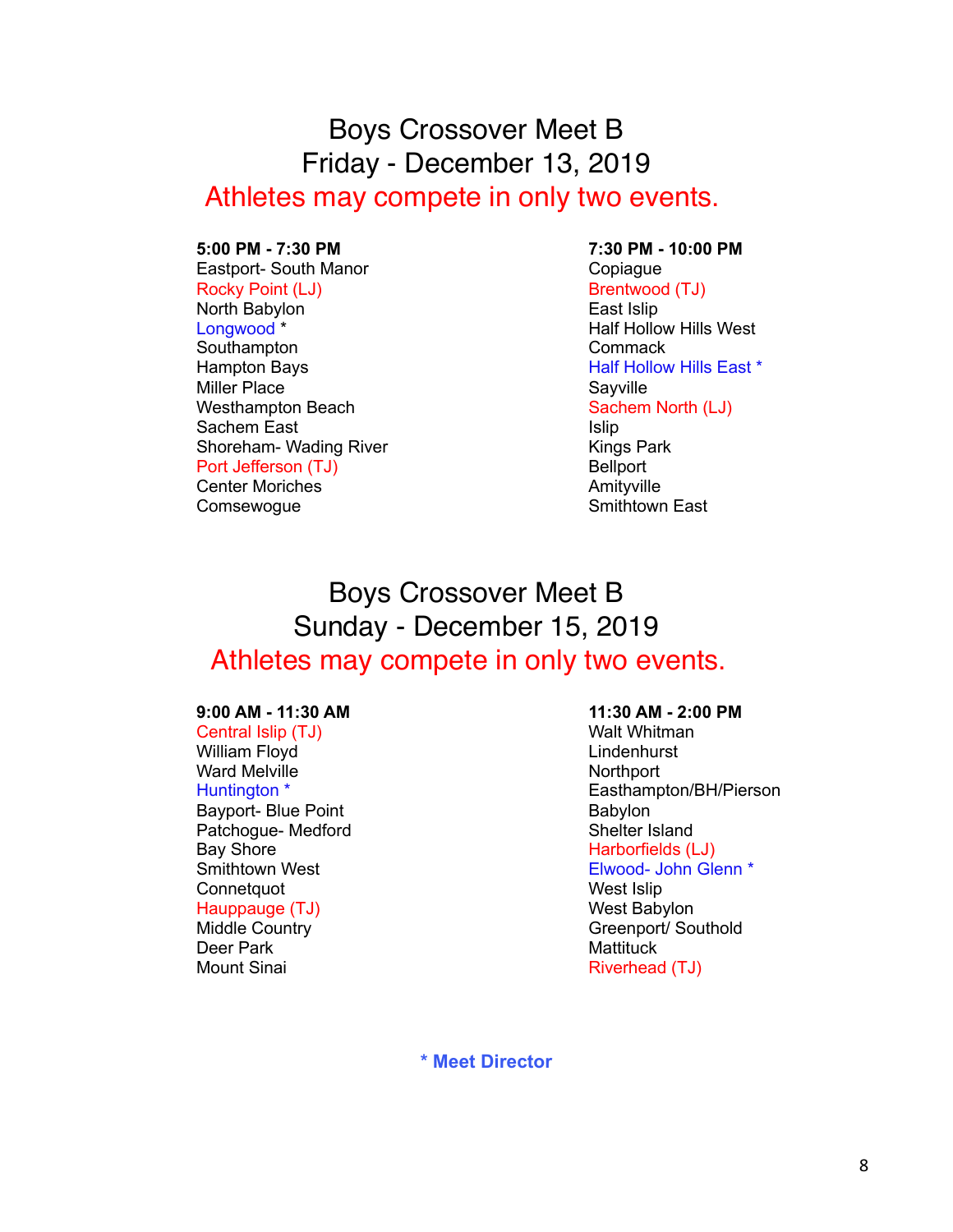# Boys Crossover Meet B
## Friday - December 13, 2019
### Athletes may compete in only two events.

**5:00 PM - 7:30 PM**

Eastport- South Manor
Rocky Point (LJ)
North Babylon
Longwood *
Southampton
Hampton Bays
Miller Place
Westhampton Beach
Sachem East
Shoreham- Wading River
Port Jefferson (TJ)
Center Moriches
Comsewogue

**7:30 PM - 10:00 PM**

Copiague
Brentwood (TJ)
East Islip
Half Hollow Hills West
Commack
Half Hollow Hills East *
Sayville
Sachem North (LJ)
Islip
Kings Park
Bellport
Amityville
Smithtown East

# Boys Crossover Meet B
## Sunday - December 15, 2019
### Athletes may compete in only two events.

**9:00 AM - 11:30 AM**

Central Islip (TJ)
William Floyd
Ward Melville
Huntington *
Bayport- Blue Point
Patchogue- Medford
Bay Shore
Smithtown West
Connetquot
Hauppauge (TJ)
Middle Country
Deer Park
Mount Sinai

**11:30 AM - 2:00 PM**

Walt Whitman
Lindenhurst
Northport
Easthampton/BH/Pierson
Babylon
Shelter Island
Harborfields (LJ)
Elwood- John Glenn *
West Islip
West Babylon
Greenport/ Southold
Mattituck
Riverhead (TJ)

**\* Meet Director**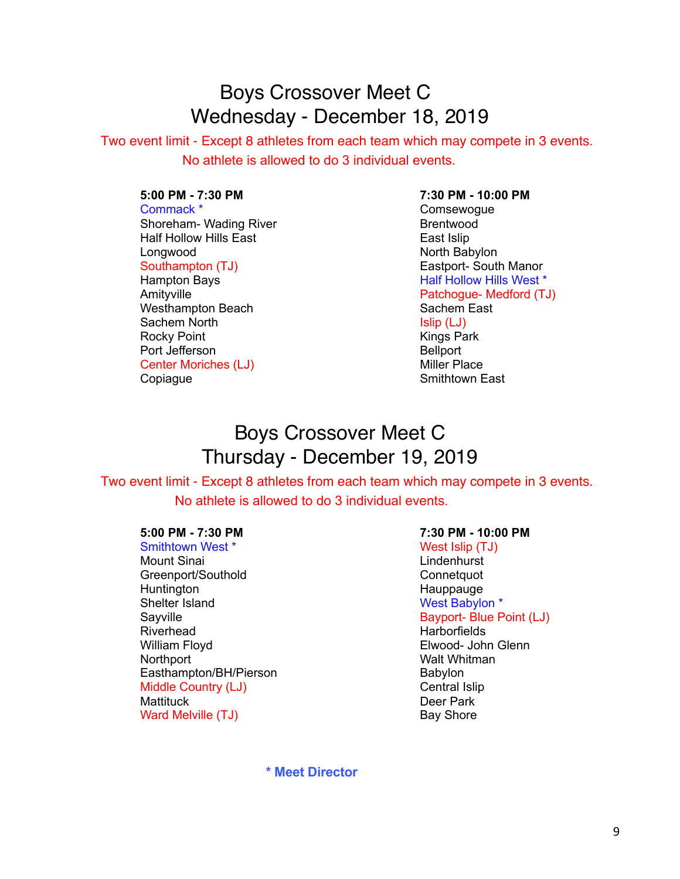# Boys Crossover Meet C
# Wednesday - December 18, 2019

Two event limit - Except 8 athletes from each team which may compete in 3 events.
No athlete is allowed to do 3 individual events.

| **5:00 PM - 7:30 PM** | **7:30 PM - 10:00 PM** |
|---|---|
| Commack * | Comsewogue |
| Shoreham- Wading River | Brentwood |
| Half Hollow Hills East | East Islip |
| Longwood | North Babylon |
| Southampton (TJ) | Eastport- South Manor |
| Hampton Bays | Half Hollow Hills West * |
| Amityville | Patchogue- Medford (TJ) |
| Westhampton Beach | Sachem East |
| Sachem North | Islip (LJ) |
| Rocky Point | Kings Park |
| Port Jefferson | Bellport |
| Center Moriches (LJ) | Miller Place |
| Copiague | Smithtown East |

# Boys Crossover Meet C
# Thursday - December 19, 2019

Two event limit - Except 8 athletes from each team which may compete in 3 events.
No athlete is allowed to do 3 individual events.

| **5:00 PM - 7:30 PM** | **7:30 PM - 10:00 PM** |
|---|---|
| Smithtown West * | West Islip (TJ) |
| Mount Sinai | Lindenhurst |
| Greenport/Southold | Connetquot |
| Huntington | Hauppauge |
| Shelter Island | West Babylon * |
| Sayville | Bayport- Blue Point (LJ) |
| Riverhead | Harborfields |
| William Floyd | Elwood- John Glenn |
| Northport | Walt Whitman |
| Easthampton/BH/Pierson | Babylon |
| Middle Country (LJ) | Central Islip |
| Mattituck | Deer Park |
| Ward Melville (TJ) | Bay Shore |

**\* Meet Director**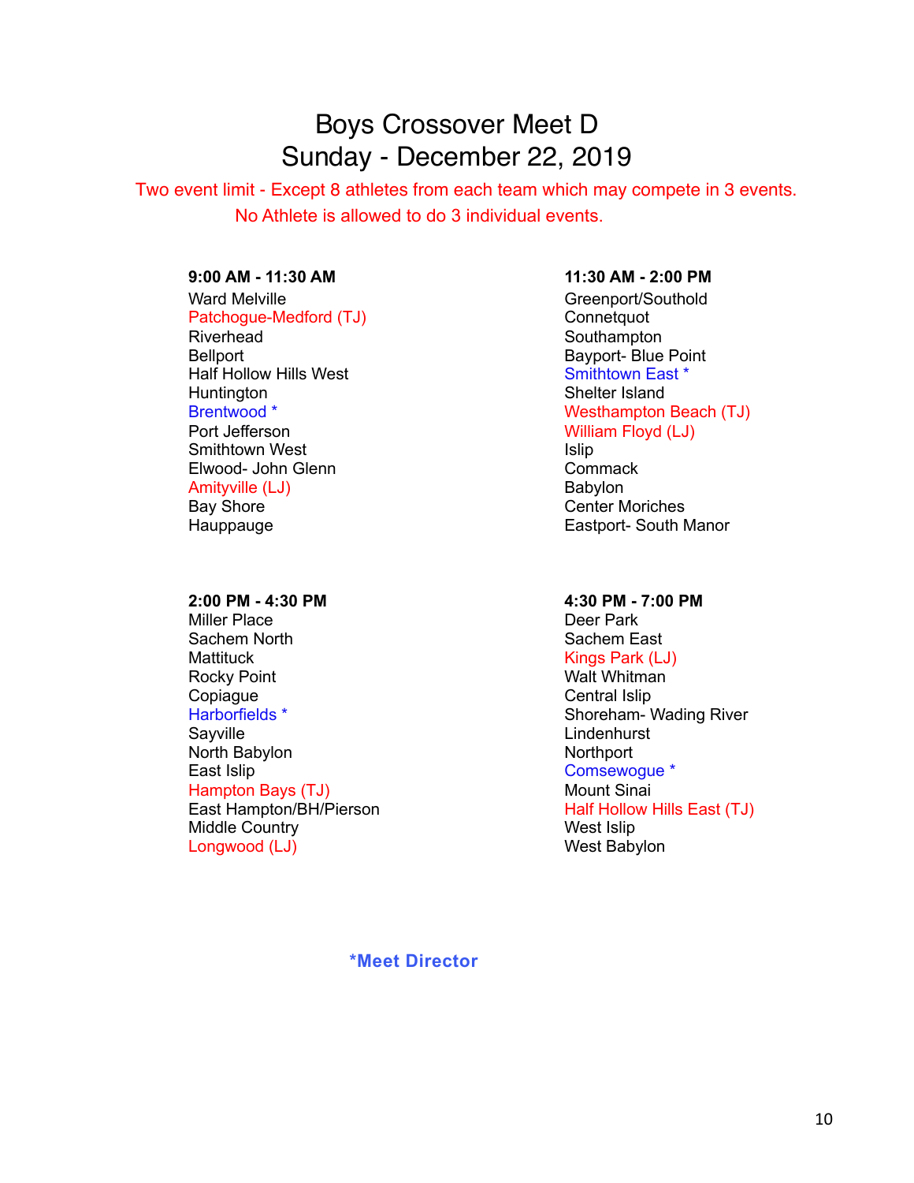# Boys Crossover Meet D
## Sunday - December 22, 2019

Two event limit - Except 8 athletes from each team which may compete in 3 events.

No Athlete is allowed to do 3 individual events.

**9:00 AM - 11:30 AM**

Ward Melville
Patchogue-Medford (TJ)
Riverhead
Bellport
Half Hollow Hills West
Huntington
Brentwood *
Port Jefferson
Smithtown West
Elwood- John Glenn
Amityville (LJ)
Bay Shore
Hauppauge

**11:30 AM - 2:00 PM**

Greenport/Southold
Connetquot
Southampton
Bayport- Blue Point
Smithtown East *
Shelter Island
Westhampton Beach (TJ)
William Floyd (LJ)
Islip
Commack
Babylon
Center Moriches
Eastport- South Manor

**2:00 PM - 4:30 PM**

Miller Place
Sachem North
Mattituck
Rocky Point
Copiague
Harborfields *
Sayville
North Babylon
East Islip
Hampton Bays (TJ)
East Hampton/BH/Pierson
Middle Country
Longwood (LJ)

**4:30 PM - 7:00 PM**

Deer Park
Sachem East
Kings Park (LJ)
Walt Whitman
Central Islip
Shoreham- Wading River
Lindenhurst
Northport
Comsewogue *
Mount Sinai
Half Hollow Hills East (TJ)
West Islip
West Babylon

**\*Meet Director**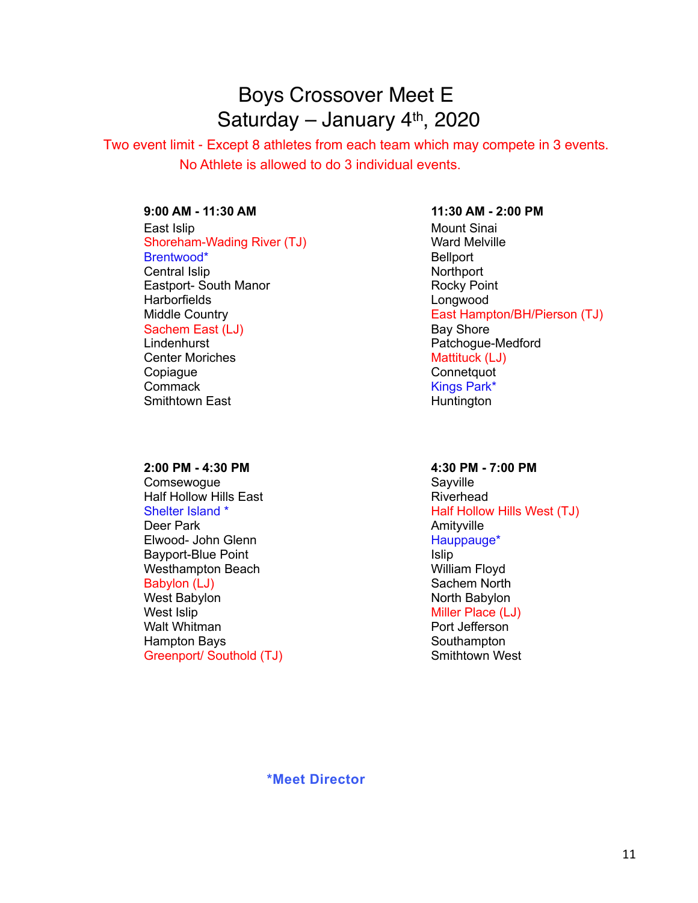# Boys Crossover Meet E
## Saturday – January 4th, 2020

Two event limit - Except 8 athletes from each team which may compete in 3 events.
No Athlete is allowed to do 3 individual events.

**9:00 AM - 11:30 AM**
East Islip
Shoreham-Wading River (TJ)
Brentwood*
Central Islip
Eastport- South Manor
Harborfields
Middle Country
Sachem East (LJ)
Lindenhurst
Center Moriches
Copiague
Commack
Smithtown East

**11:30 AM - 2:00 PM**
Mount Sinai
Ward Melville
Bellport
Northport
Rocky Point
Longwood
East Hampton/BH/Pierson (TJ)
Bay Shore
Patchogue-Medford
Mattituck (LJ)
Connetquot
Kings Park*
Huntington

**2:00 PM - 4:30 PM**
Comsewogue
Half Hollow Hills East
Shelter Island *
Deer Park
Elwood- John Glenn
Bayport-Blue Point
Westhampton Beach
Babylon (LJ)
West Babylon
West Islip
Walt Whitman
Hampton Bays
Greenport/ Southold (TJ)

**4:30 PM - 7:00 PM**
Sayville
Riverhead
Half Hollow Hills West (TJ)
Amityville
Hauppauge*
Islip
William Floyd
Sachem North
North Babylon
Miller Place (LJ)
Port Jefferson
Southampton
Smithtown West

**\*Meet Director**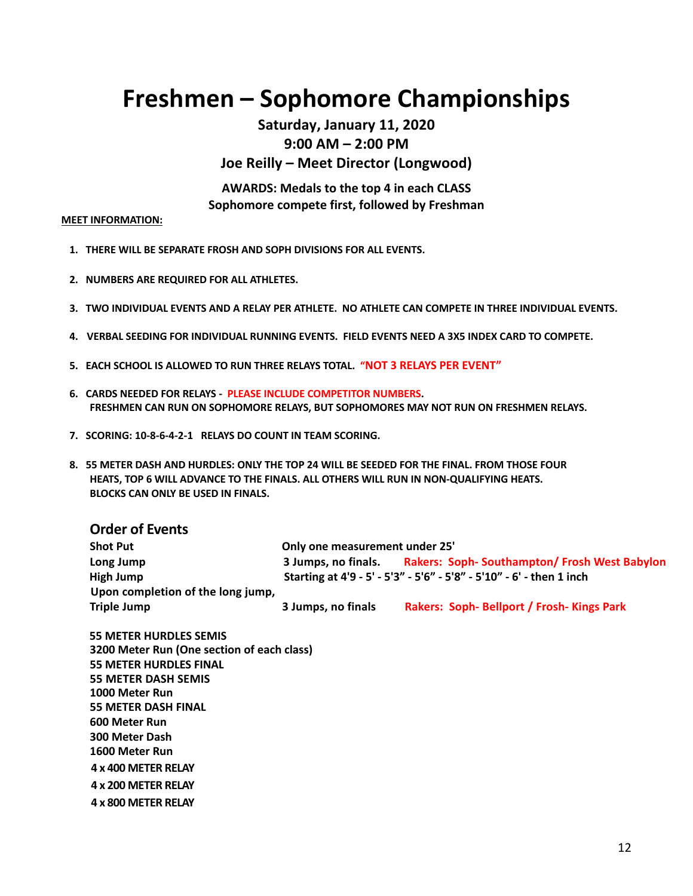# Freshmen – Sophomore Championships

### Saturday, January 11, 2020
### 9:00 AM – 2:00 PM
### Joe Reilly – Meet Director (Longwood)

**AWARDS: Medals to the top 4 in each CLASS**
**Sophomore compete first, followed by Freshman**

**MEET INFORMATION:**

1. **THERE WILL BE SEPARATE FROSH AND SOPH DIVISIONS FOR ALL EVENTS.**
2. **NUMBERS ARE REQUIRED FOR ALL ATHLETES.**
3. **TWO INDIVIDUAL EVENTS AND A RELAY PER ATHLETE. NO ATHLETE CAN COMPETE IN THREE INDIVIDUAL EVENTS.**
4. **VERBAL SEEDING FOR INDIVIDUAL RUNNING EVENTS. FIELD EVENTS NEED A 3X5 INDEX CARD TO COMPETE.**
5. **EACH SCHOOL IS ALLOWED TO RUN THREE RELAYS TOTAL. "NOT 3 RELAYS PER EVENT"**
6. **CARDS NEEDED FOR RELAYS - PLEASE INCLUDE COMPETITOR NUMBERS.**
   **FRESHMEN CAN RUN ON SOPHOMORE RELAYS, BUT SOPHOMORES MAY NOT RUN ON FRESHMEN RELAYS.**
7. **SCORING: 10-8-6-4-2-1 RELAYS DO COUNT IN TEAM SCORING.**
8. **55 METER DASH AND HURDLES: ONLY THE TOP 24 WILL BE SEEDED FOR THE FINAL. FROM THOSE FOUR HEATS, TOP 6 WILL ADVANCE TO THE FINALS. ALL OTHERS WILL RUN IN NON-QUALIFYING HEATS. BLOCKS CAN ONLY BE USED IN FINALS.**

## Order of Events

| | | |
|---|---|---|
| **Shot Put** | **Only one measurement under 25'** | |
| **Long Jump** | **3 Jumps, no finals.** | **Rakers: Soph- Southampton/ Frosh West Babylon** |
| **High Jump** | **Starting at 4'9 - 5' - 5'3" - 5'6" - 5'8" - 5'10" - 6' - then 1 inch** | |
| **Upon completion of the long jump,** | | |
| **Triple Jump** | **3 Jumps, no finals** | **Rakers: Soph- Bellport / Frosh- Kings Park** |

**55 METER HURDLES SEMIS**
**3200 Meter Run (One section of each class)**
**55 METER HURDLES FINAL**
**55 METER DASH SEMIS**
**1000 Meter Run**
**55 METER DASH FINAL**
**600 Meter Run**
**300 Meter Dash**
**1600 Meter Run**
**4 x 400 METER RELAY**
**4 x 200 METER RELAY**
**4 x 800 METER RELAY**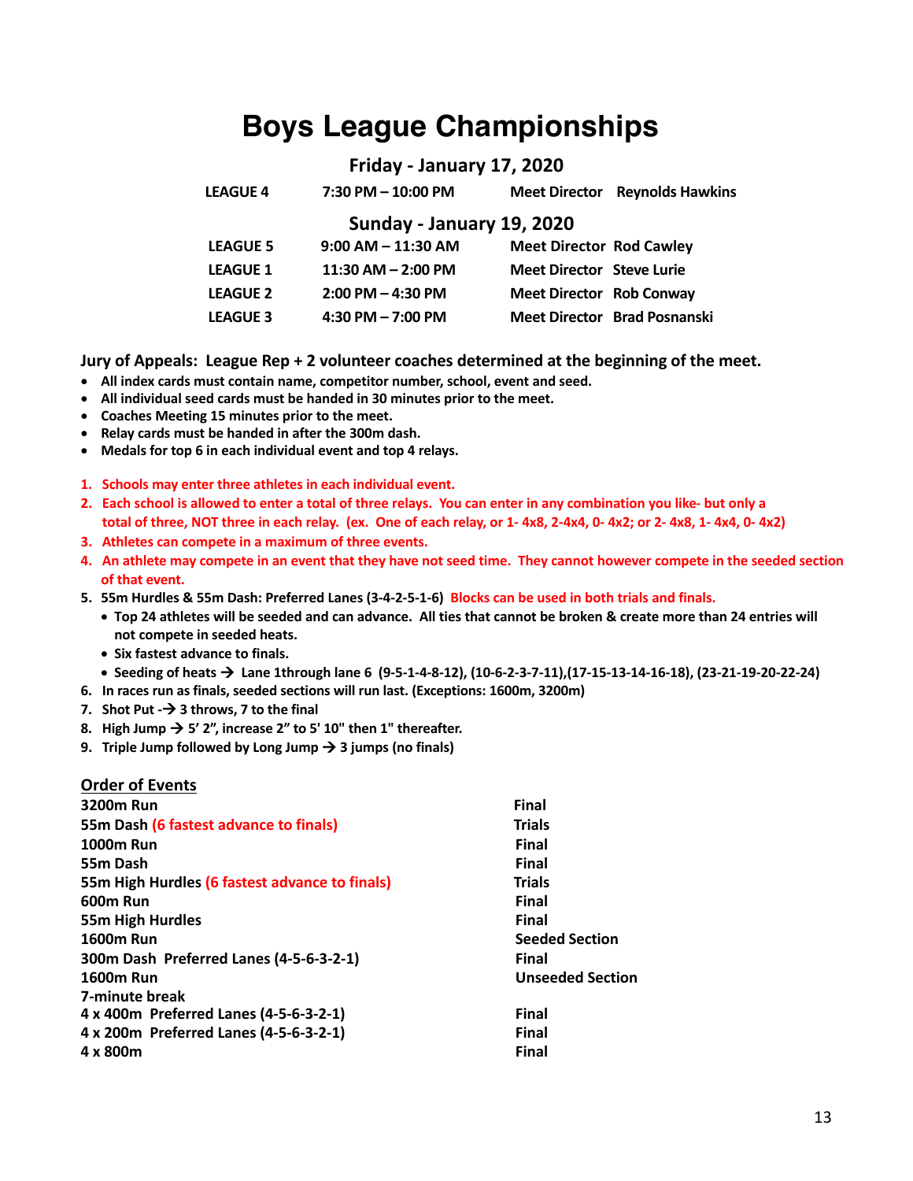# Boys League Championships

## Friday - January 17, 2020

| | | | |
|---|---|---|---|
| LEAGUE 4 | 7:30 PM – 10:00 PM | Meet Director | Reynolds Hawkins |

## Sunday - January 19, 2020

| | | | |
|---|---|---|---|
| LEAGUE 5 | 9:00 AM – 11:30 AM | Meet Director | Rod Cawley |
| LEAGUE 1 | 11:30 AM – 2:00 PM | Meet Director | Steve Lurie |
| LEAGUE 2 | 2:00 PM – 4:30 PM | Meet Director | Rob Conway |
| LEAGUE 3 | 4:30 PM – 7:00 PM | Meet Director | Brad Posnanski |

**Jury of Appeals: League Rep + 2 volunteer coaches determined at the beginning of the meet.**

- **All index cards must contain name, competitor number, school, event and seed.**
- **All individual seed cards must be handed in 30 minutes prior to the meet.**
- **Coaches Meeting 15 minutes prior to the meet.**
- **Relay cards must be handed in after the 300m dash.**
- **Medals for top 6 in each individual event and top 4 relays.**

1. **Schools may enter three athletes in each individual event.**
2. **Each school is allowed to enter a total of three relays. You can enter in any combination you like- but only a total of three, NOT three in each relay. (ex. One of each relay, or 1- 4x8, 2-4x4, 0- 4x2; or 2- 4x8, 1- 4x4, 0- 4x2)**
3. **Athletes can compete in a maximum of three events.**
4. **An athlete may compete in an event that they have not seed time. They cannot however compete in the seeded section of that event.**
5. **55m Hurdles & 55m Dash: Preferred Lanes (3-4-2-5-1-6) Blocks can be used in both trials and finals.**
   - **Top 24 athletes will be seeded and can advance. All ties that cannot be broken & create more than 24 entries will not compete in seeded heats.**
   - **Six fastest advance to finals.**
   - **Seeding of heats → Lane 1through lane 6 (9-5-1-4-8-12), (10-6-2-3-7-11),(17-15-13-14-16-18), (23-21-19-20-22-24)**
6. **In races run as finals, seeded sections will run last. (Exceptions: 1600m, 3200m)**
7. **Shot Put -→ 3 throws, 7 to the final**
8. **High Jump → 5' 2", increase 2" to 5' 10" then 1" thereafter.**
9. **Triple Jump followed by Long Jump → 3 jumps (no finals)**

## Order of Events

| | |
|---|---|
| 3200m Run | Final |
| 55m Dash (6 fastest advance to finals) | Trials |
| 1000m Run | Final |
| 55m Dash | Final |
| 55m High Hurdles (6 fastest advance to finals) | Trials |
| 600m Run | Final |
| 55m High Hurdles | Final |
| 1600m Run | Seeded Section |
| 300m Dash Preferred Lanes (4-5-6-3-2-1) | Final |
| 1600m Run | Unseeded Section |
| 7-minute break | |
| 4 x 400m Preferred Lanes (4-5-6-3-2-1) | Final |
| 4 x 200m Preferred Lanes (4-5-6-3-2-1) | Final |
| 4 x 800m | Final |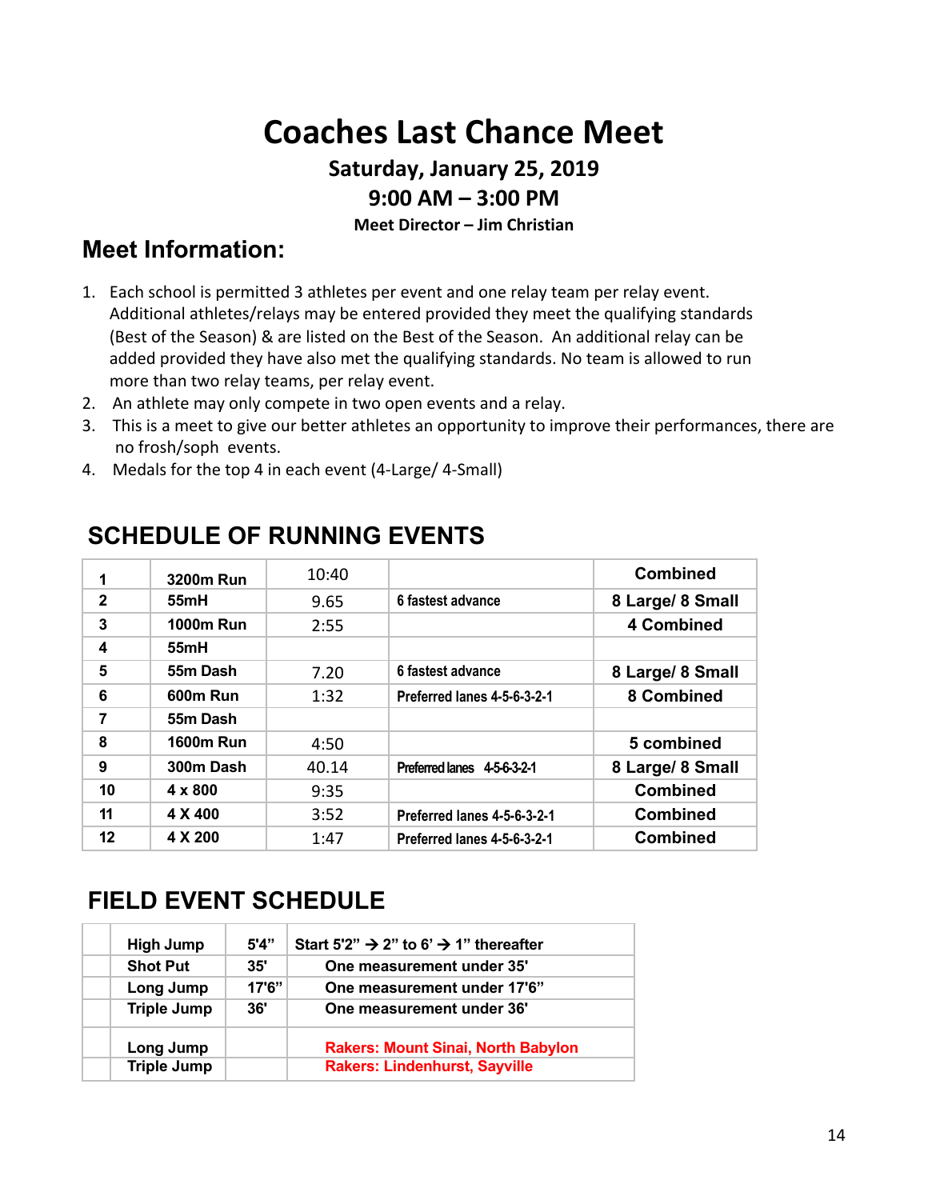# Coaches Last Chance Meet

### Saturday, January 25, 2019

### 9:00 AM – 3:00 PM

**Meet Director – Jim Christian**

## Meet Information:

1. Each school is permitted 3 athletes per event and one relay team per relay event. Additional athletes/relays may be entered provided they meet the qualifying standards (Best of the Season) & are listed on the Best of the Season. An additional relay can be added provided they have also met the qualifying standards. No team is allowed to run more than two relay teams, per relay event.
2. An athlete may only compete in two open events and a relay.
3. This is a meet to give our better athletes an opportunity to improve their performances, there are no frosh/soph events.
4. Medals for the top 4 in each event (4-Large/ 4-Small)

## SCHEDULE OF RUNNING EVENTS

| | | | | |
|---|---|---|---|---|
| 1 | 3200m Run | 10:40 | | Combined |
| 2 | 55mH | 9.65 | 6 fastest advance | 8 Large/ 8 Small |
| 3 | 1000m Run | 2:55 | | 4 Combined |
| 4 | 55mH | | | |
| 5 | 55m Dash | 7.20 | 6 fastest advance | 8 Large/ 8 Small |
| 6 | 600m Run | 1:32 | Preferred lanes 4-5-6-3-2-1 | 8 Combined |
| 7 | 55m Dash | | | |
| 8 | 1600m Run | 4:50 | | 5 combined |
| 9 | 300m Dash | 40.14 | Preferred lanes 4-5-6-3-2-1 | 8 Large/ 8 Small |
| 10 | 4 x 800 | 9:35 | | Combined |
| 11 | 4 X 400 | 3:52 | Preferred lanes 4-5-6-3-2-1 | Combined |
| 12 | 4 X 200 | 1:47 | Preferred lanes 4-5-6-3-2-1 | Combined |

## FIELD EVENT SCHEDULE

| | | | |
|---|---|---|---|
| | High Jump | 5'4" | Start 5'2" → 2" to 6' → 1" thereafter |
| | Shot Put | 35' | One measurement under 35' |
| | Long Jump | 17'6" | One measurement under 17'6" |
| | Triple Jump | 36' | One measurement under 36' |
| | Long Jump | | Rakers: Mount Sinai, North Babylon |
| | Triple Jump | | Rakers: Lindenhurst, Sayville |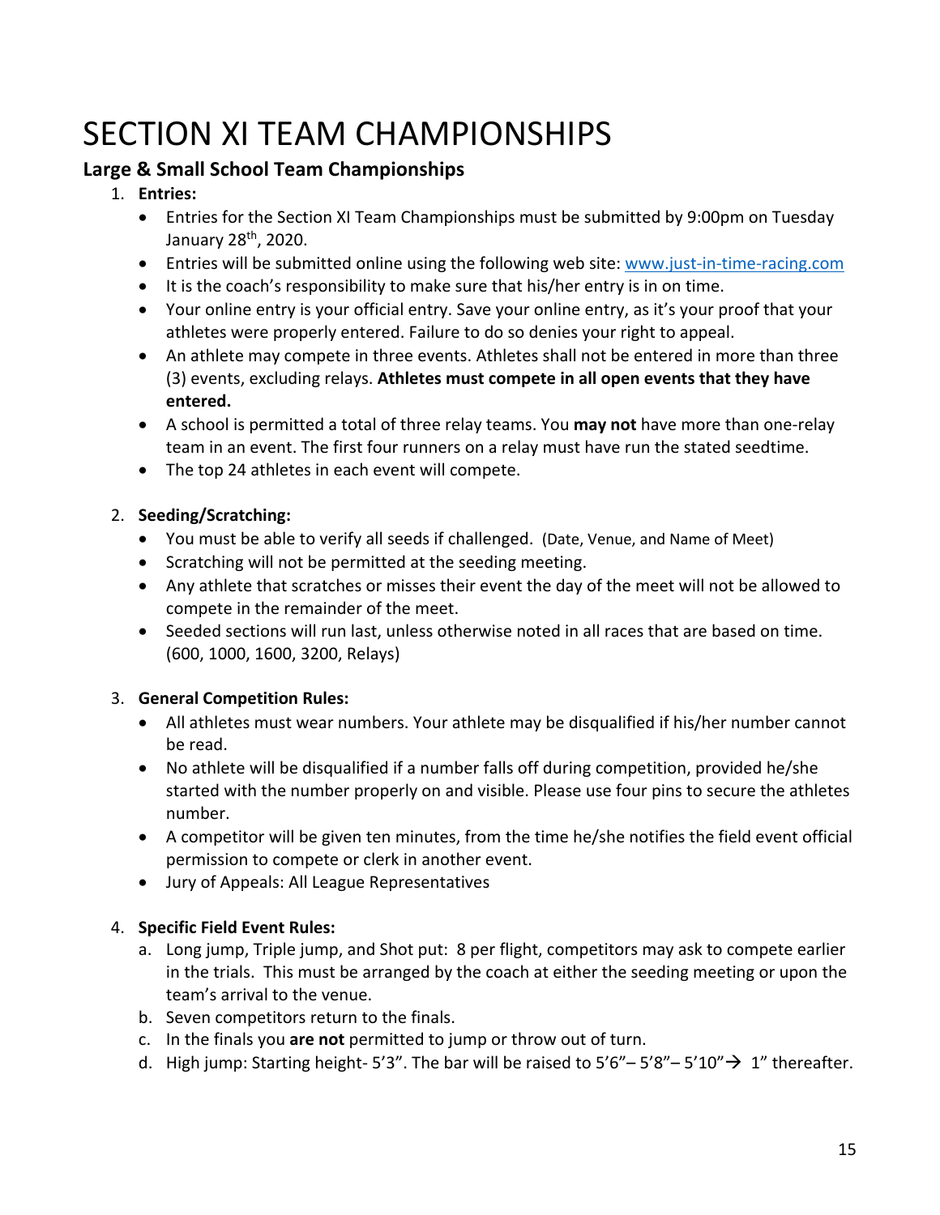# SECTION XI TEAM CHAMPIONSHIPS

## Large & Small School Team Championships

1. **Entries:**
   - Entries for the Section XI Team Championships must be submitted by 9:00pm on Tuesday January 28th, 2020.
   - Entries will be submitted online using the following web site: www.just-in-time-racing.com
   - It is the coach's responsibility to make sure that his/her entry is in on time.
   - Your online entry is your official entry. Save your online entry, as it's your proof that your athletes were properly entered. Failure to do so denies your right to appeal.
   - An athlete may compete in three events. Athletes shall not be entered in more than three (3) events, excluding relays. **Athletes must compete in all open events that they have entered.**
   - A school is permitted a total of three relay teams. You **may not** have more than one-relay team in an event. The first four runners on a relay must have run the stated seedtime.
   - The top 24 athletes in each event will compete.

2. **Seeding/Scratching:**
   - You must be able to verify all seeds if challenged. (Date, Venue, and Name of Meet)
   - Scratching will not be permitted at the seeding meeting.
   - Any athlete that scratches or misses their event the day of the meet will not be allowed to compete in the remainder of the meet.
   - Seeded sections will run last, unless otherwise noted in all races that are based on time. (600, 1000, 1600, 3200, Relays)

3. **General Competition Rules:**
   - All athletes must wear numbers. Your athlete may be disqualified if his/her number cannot be read.
   - No athlete will be disqualified if a number falls off during competition, provided he/she started with the number properly on and visible. Please use four pins to secure the athletes number.
   - A competitor will be given ten minutes, from the time he/she notifies the field event official permission to compete or clerk in another event.
   - Jury of Appeals: All League Representatives

4. **Specific Field Event Rules:**
   a. Long jump, Triple jump, and Shot put: 8 per flight, competitors may ask to compete earlier in the trials. This must be arranged by the coach at either the seeding meeting or upon the team's arrival to the venue.
   b. Seven competitors return to the finals.
   c. In the finals you **are not** permitted to jump or throw out of turn.
   d. High jump: Starting height- 5'3". The bar will be raised to 5'6"– 5'8"– 5'10"→ 1" thereafter.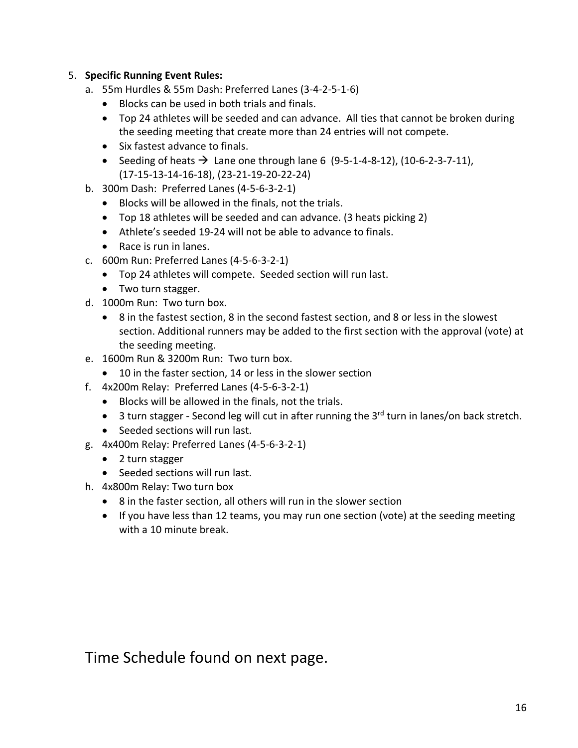5. **Specific Running Event Rules:**
   a. 55m Hurdles & 55m Dash: Preferred Lanes (3-4-2-5-1-6)
      - Blocks can be used in both trials and finals.
      - Top 24 athletes will be seeded and can advance. All ties that cannot be broken during the seeding meeting that create more than 24 entries will not compete.
      - Six fastest advance to finals.
      - Seeding of heats → Lane one through lane 6 (9-5-1-4-8-12), (10-6-2-3-7-11), (17-15-13-14-16-18), (23-21-19-20-22-24)

   b. 300m Dash: Preferred Lanes (4-5-6-3-2-1)
      - Blocks will be allowed in the finals, not the trials.
      - Top 18 athletes will be seeded and can advance. (3 heats picking 2)
      - Athlete's seeded 19-24 will not be able to advance to finals.
      - Race is run in lanes.

   c. 600m Run: Preferred Lanes (4-5-6-3-2-1)
      - Top 24 athletes will compete. Seeded section will run last.
      - Two turn stagger.

   d. 1000m Run: Two turn box.
      - 8 in the fastest section, 8 in the second fastest section, and 8 or less in the slowest section. Additional runners may be added to the first section with the approval (vote) at the seeding meeting.

   e. 1600m Run & 3200m Run: Two turn box.
      - 10 in the faster section, 14 or less in the slower section

   f. 4x200m Relay: Preferred Lanes (4-5-6-3-2-1)
      - Blocks will be allowed in the finals, not the trials.
      - 3 turn stagger - Second leg will cut in after running the 3rd turn in lanes/on back stretch.
      - Seeded sections will run last.

   g. 4x400m Relay: Preferred Lanes (4-5-6-3-2-1)
      - 2 turn stagger
      - Seeded sections will run last.

   h. 4x800m Relay: Two turn box
      - 8 in the faster section, all others will run in the slower section
      - If you have less than 12 teams, you may run one section (vote) at the seeding meeting with a 10 minute break.

Time Schedule found on next page.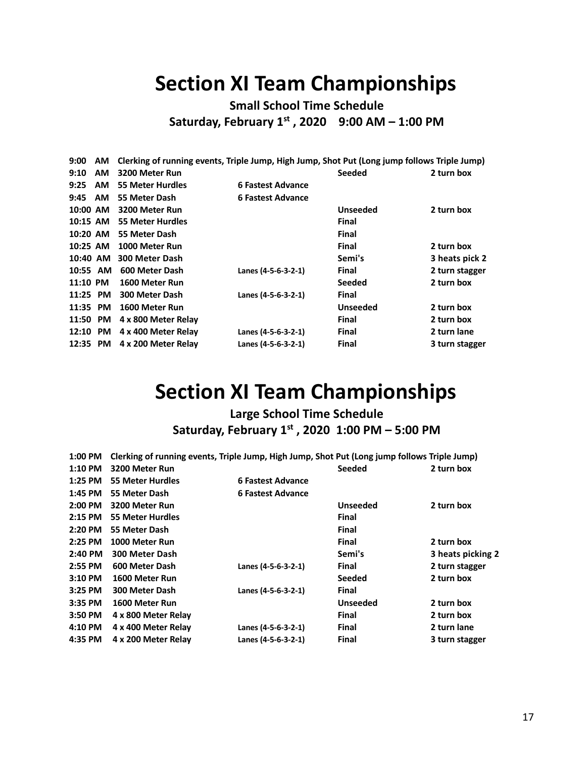# Section XI Team Championships

**Small School Time Schedule**

**Saturday, February 1st , 2020 9:00 AM – 1:00 PM**

| Time | Event | | | |
|---|---|---|---|---|
| 9:00 AM | Clerking of running events, Triple Jump, High Jump, Shot Put (Long jump follows Triple Jump) | | | |
| 9:10 AM | 3200 Meter Run | | Seeded | 2 turn box |
| 9:25 AM | 55 Meter Hurdles | 6 Fastest Advance | | |
| 9:45 AM | 55 Meter Dash | 6 Fastest Advance | | |
| 10:00 AM | 3200 Meter Run | | Unseeded | 2 turn box |
| 10:15 AM | 55 Meter Hurdles | | Final | |
| 10:20 AM | 55 Meter Dash | | Final | |
| 10:25 AM | 1000 Meter Run | | Final | 2 turn box |
| 10:40 AM | 300 Meter Dash | | Semi's | 3 heats pick 2 |
| 10:55 AM | 600 Meter Dash | Lanes (4-5-6-3-2-1) | Final | 2 turn stagger |
| 11:10 PM | 1600 Meter Run | | Seeded | 2 turn box |
| 11:25 PM | 300 Meter Dash | Lanes (4-5-6-3-2-1) | Final | |
| 11:35 PM | 1600 Meter Run | | Unseeded | 2 turn box |
| 11:50 PM | 4 x 800 Meter Relay | | Final | 2 turn box |
| 12:10 PM | 4 x 400 Meter Relay | Lanes (4-5-6-3-2-1) | Final | 2 turn lane |
| 12:35 PM | 4 x 200 Meter Relay | Lanes (4-5-6-3-2-1) | Final | 3 turn stagger |

# Section XI Team Championships

**Large School Time Schedule**

**Saturday, February 1st , 2020 1:00 PM – 5:00 PM**

| Time | Event | | | |
|---|---|---|---|---|
| 1:00 PM | Clerking of running events, Triple Jump, High Jump, Shot Put (Long jump follows Triple Jump) | | | |
| 1:10 PM | 3200 Meter Run | | Seeded | 2 turn box |
| 1:25 PM | 55 Meter Hurdles | 6 Fastest Advance | | |
| 1:45 PM | 55 Meter Dash | 6 Fastest Advance | | |
| 2:00 PM | 3200 Meter Run | | Unseeded | 2 turn box |
| 2:15 PM | 55 Meter Hurdles | | Final | |
| 2:20 PM | 55 Meter Dash | | Final | |
| 2:25 PM | 1000 Meter Run | | Final | 2 turn box |
| 2:40 PM | 300 Meter Dash | | Semi's | 3 heats picking 2 |
| 2:55 PM | 600 Meter Dash | Lanes (4-5-6-3-2-1) | Final | 2 turn stagger |
| 3:10 PM | 1600 Meter Run | | Seeded | 2 turn box |
| 3:25 PM | 300 Meter Dash | Lanes (4-5-6-3-2-1) | Final | |
| 3:35 PM | 1600 Meter Run | | Unseeded | 2 turn box |
| 3:50 PM | 4 x 800 Meter Relay | | Final | 2 turn box |
| 4:10 PM | 4 x 400 Meter Relay | Lanes (4-5-6-3-2-1) | Final | 2 turn lane |
| 4:35 PM | 4 x 200 Meter Relay | Lanes (4-5-6-3-2-1) | Final | 3 turn stagger |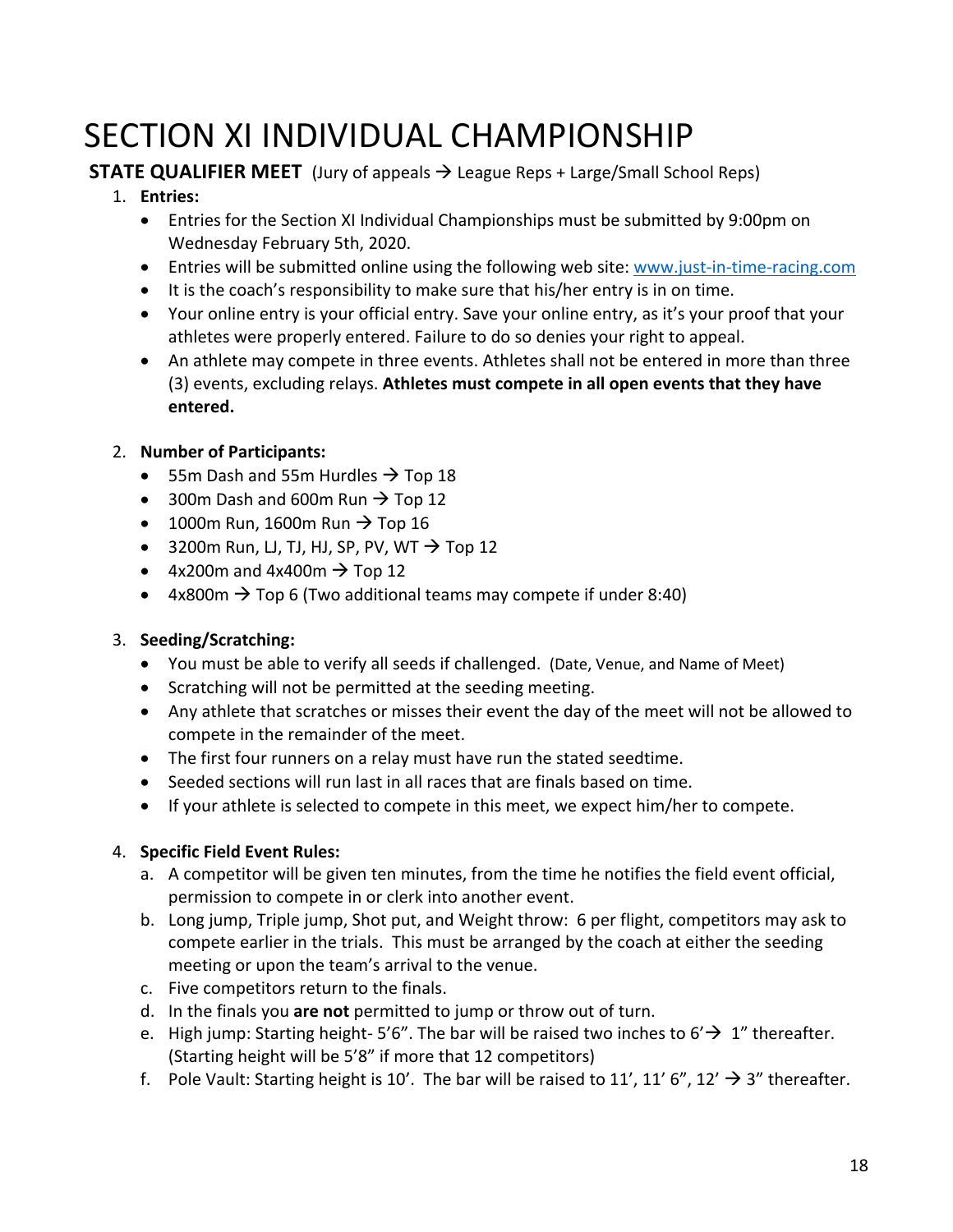# SECTION XI INDIVIDUAL CHAMPIONSHIP

**STATE QUALIFIER MEET** (Jury of appeals → League Reps + Large/Small School Reps)

1. **Entries:**
   - Entries for the Section XI Individual Championships must be submitted by 9:00pm on Wednesday February 5th, 2020.
   - Entries will be submitted online using the following web site: [www.just-in-time-racing.com](http://www.just-in-time-racing.com)
   - It is the coach's responsibility to make sure that his/her entry is in on time.
   - Your online entry is your official entry. Save your online entry, as it's your proof that your athletes were properly entered. Failure to do so denies your right to appeal.
   - An athlete may compete in three events. Athletes shall not be entered in more than three (3) events, excluding relays. **Athletes must compete in all open events that they have entered.**

2. **Number of Participants:**
   - 55m Dash and 55m Hurdles → Top 18
   - 300m Dash and 600m Run → Top 12
   - 1000m Run, 1600m Run → Top 16
   - 3200m Run, LJ, TJ, HJ, SP, PV, WT → Top 12
   - 4x200m and 4x400m → Top 12
   - 4x800m → Top 6 (Two additional teams may compete if under 8:40)

3. **Seeding/Scratching:**
   - You must be able to verify all seeds if challenged. (Date, Venue, and Name of Meet)
   - Scratching will not be permitted at the seeding meeting.
   - Any athlete that scratches or misses their event the day of the meet will not be allowed to compete in the remainder of the meet.
   - The first four runners on a relay must have run the stated seedtime.
   - Seeded sections will run last in all races that are finals based on time.
   - If your athlete is selected to compete in this meet, we expect him/her to compete.

4. **Specific Field Event Rules:**
   a. A competitor will be given ten minutes, from the time he notifies the field event official, permission to compete in or clerk into another event.
   b. Long jump, Triple jump, Shot put, and Weight throw: 6 per flight, competitors may ask to compete earlier in the trials. This must be arranged by the coach at either the seeding meeting or upon the team's arrival to the venue.
   c. Five competitors return to the finals.
   d. In the finals you **are not** permitted to jump or throw out of turn.
   e. High jump: Starting height- 5'6". The bar will be raised two inches to 6'→ 1" thereafter. (Starting height will be 5'8" if more that 12 competitors)
   f. Pole Vault: Starting height is 10'. The bar will be raised to 11', 11' 6", 12' → 3" thereafter.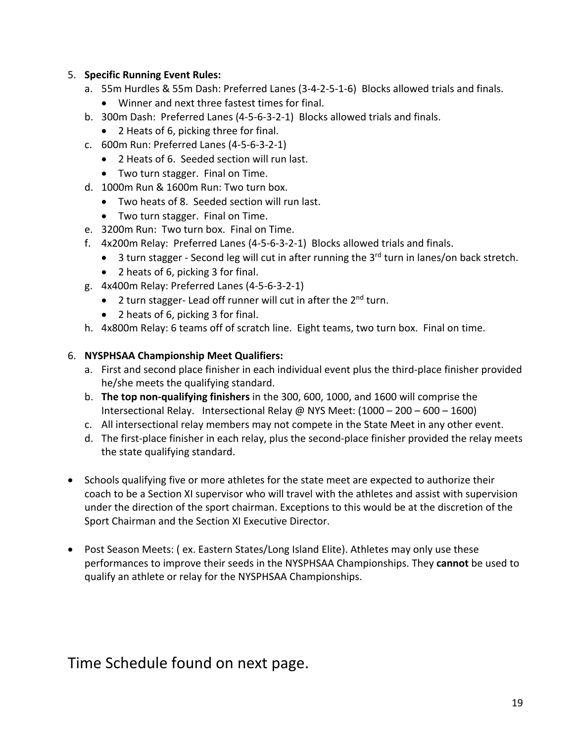5. **Specific Running Event Rules:**
   a. 55m Hurdles & 55m Dash: Preferred Lanes (3-4-2-5-1-6) Blocks allowed trials and finals.
      - Winner and next three fastest times for final.
   
   b. 300m Dash: Preferred Lanes (4-5-6-3-2-1) Blocks allowed trials and finals.
      - 2 Heats of 6, picking three for final.
   
   c. 600m Run: Preferred Lanes (4-5-6-3-2-1)
      - 2 Heats of 6. Seeded section will run last.
      - Two turn stagger. Final on Time.
   
   d. 1000m Run & 1600m Run: Two turn box.
      - Two heats of 8. Seeded section will run last.
      - Two turn stagger. Final on Time.
   
   e. 3200m Run: Two turn box. Final on Time.
   
   f. 4x200m Relay: Preferred Lanes (4-5-6-3-2-1) Blocks allowed trials and finals.
      - 3 turn stagger - Second leg will cut in after running the 3rd turn in lanes/on back stretch.
      - 2 heats of 6, picking 3 for final.
   
   g. 4x400m Relay: Preferred Lanes (4-5-6-3-2-1)
      - 2 turn stagger- Lead off runner will cut in after the 2nd turn.
      - 2 heats of 6, picking 3 for final.
   
   h. 4x800m Relay: 6 teams off of scratch line. Eight teams, two turn box. Final on time.

6. **NYSPHSAA Championship Meet Qualifiers:**
   a. First and second place finisher in each individual event plus the third-place finisher provided he/she meets the qualifying standard.
   
   b. **The top non-qualifying finishers** in the 300, 600, 1000, and 1600 will comprise the Intersectional Relay. Intersectional Relay @ NYS Meet: (1000 – 200 – 600 – 1600)
   
   c. All intersectional relay members may not compete in the State Meet in any other event.
   
   d. The first-place finisher in each relay, plus the second-place finisher provided the relay meets the state qualifying standard.

- Schools qualifying five or more athletes for the state meet are expected to authorize their coach to be a Section XI supervisor who will travel with the athletes and assist with supervision under the direction of the sport chairman. Exceptions to this would be at the discretion of the Sport Chairman and the Section XI Executive Director.

- Post Season Meets: ( ex. Eastern States/Long Island Elite). Athletes may only use these performances to improve their seeds in the NYSPHSAA Championships. They **cannot** be used to qualify an athlete or relay for the NYSPHSAA Championships.

## Time Schedule found on next page.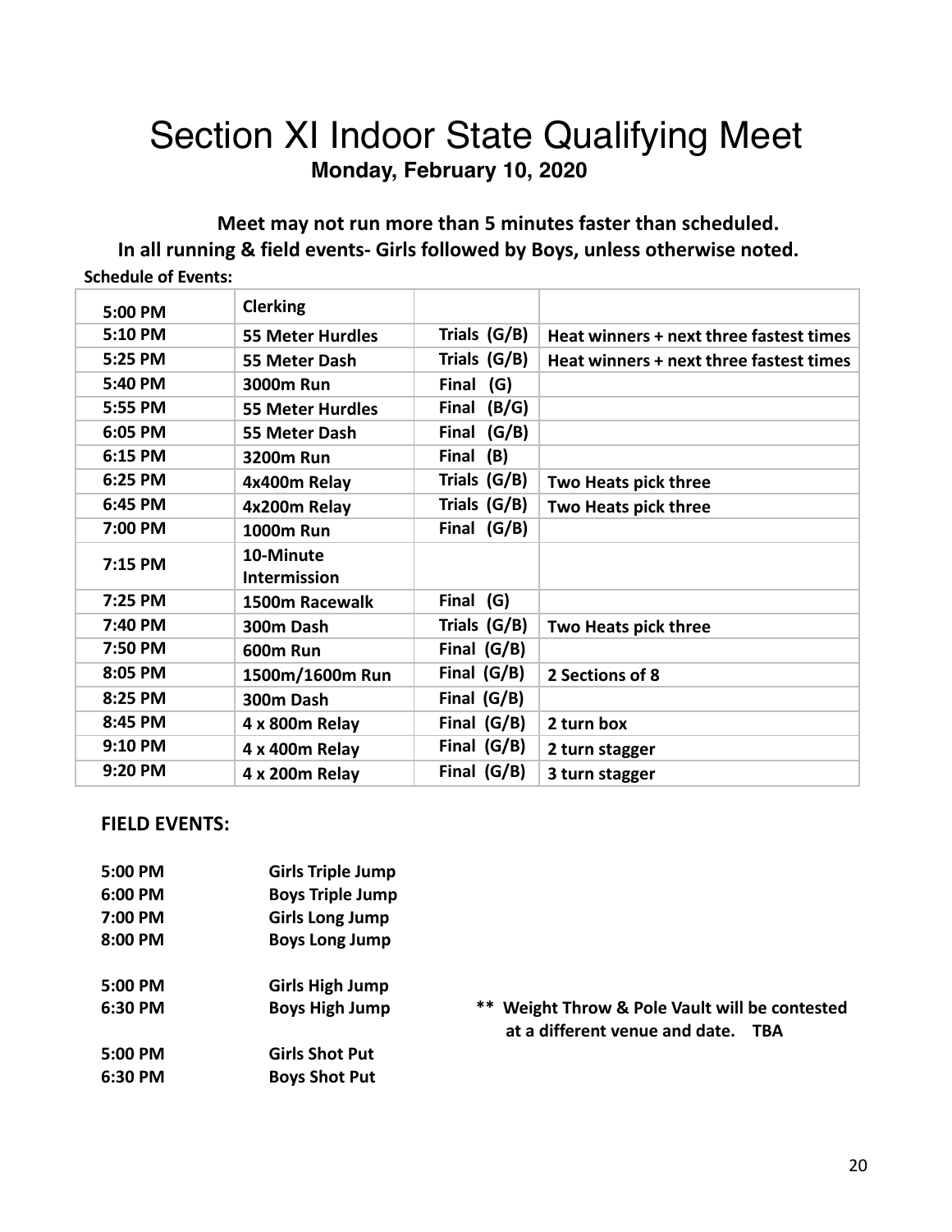# Section XI Indoor State Qualifying Meet

**Monday, February 10, 2020**

**Meet may not run more than 5 minutes faster than scheduled.**

**In all running & field events- Girls followed by Boys, unless otherwise noted.**

**Schedule of Events:**

| | | | |
|---|---|---|---|
| **5:00 PM** | **Clerking** | | |
| **5:10 PM** | **55 Meter Hurdles** | **Trials (G/B)** | **Heat winners + next three fastest times** |
| **5:25 PM** | **55 Meter Dash** | **Trials (G/B)** | **Heat winners + next three fastest times** |
| **5:40 PM** | **3000m Run** | **Final (G)** | |
| **5:55 PM** | **55 Meter Hurdles** | **Final (B/G)** | |
| **6:05 PM** | **55 Meter Dash** | **Final (G/B)** | |
| **6:15 PM** | **3200m Run** | **Final (B)** | |
| **6:25 PM** | **4x400m Relay** | **Trials (G/B)** | **Two Heats pick three** |
| **6:45 PM** | **4x200m Relay** | **Trials (G/B)** | **Two Heats pick three** |
| **7:00 PM** | **1000m Run** | **Final (G/B)** | |
| **7:15 PM** | **10-Minute Intermission** | | |
| **7:25 PM** | **1500m Racewalk** | **Final (G)** | |
| **7:40 PM** | **300m Dash** | **Trials (G/B)** | **Two Heats pick three** |
| **7:50 PM** | **600m Run** | **Final (G/B)** | |
| **8:05 PM** | **1500m/1600m Run** | **Final (G/B)** | **2 Sections of 8** |
| **8:25 PM** | **300m Dash** | **Final (G/B)** | |
| **8:45 PM** | **4 x 800m Relay** | **Final (G/B)** | **2 turn box** |
| **9:10 PM** | **4 x 400m Relay** | **Final (G/B)** | **2 turn stagger** |
| **9:20 PM** | **4 x 200m Relay** | **Final (G/B)** | **3 turn stagger** |

**FIELD EVENTS:**

**5:00 PM** **Girls Triple Jump**
**6:00 PM** **Boys Triple Jump**
**7:00 PM** **Girls Long Jump**
**8:00 PM** **Boys Long Jump**

**5:00 PM** **Girls High Jump**
**6:30 PM** **Boys High Jump**

**5:00 PM** **Girls Shot Put**
**6:30 PM** **Boys Shot Put**

**** Weight Throw & Pole Vault will be contested at a different venue and date. TBA**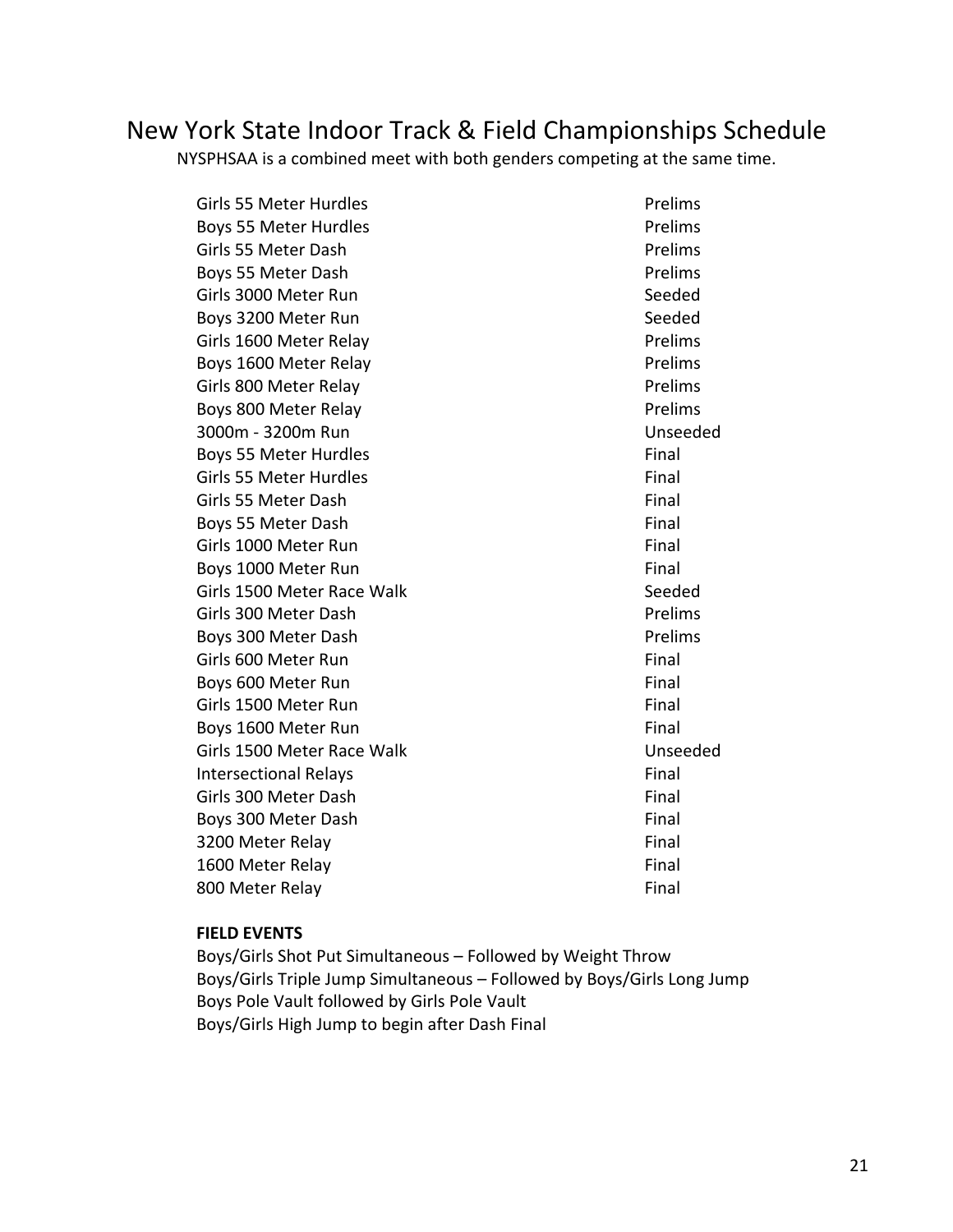# New York State Indoor Track & Field Championships Schedule

NYSPHSAA is a combined meet with both genders competing at the same time.

| | |
|---|---|
| Girls 55 Meter Hurdles | Prelims |
| Boys 55 Meter Hurdles | Prelims |
| Girls 55 Meter Dash | Prelims |
| Boys 55 Meter Dash | Prelims |
| Girls 3000 Meter Run | Seeded |
| Boys 3200 Meter Run | Seeded |
| Girls 1600 Meter Relay | Prelims |
| Boys 1600 Meter Relay | Prelims |
| Girls 800 Meter Relay | Prelims |
| Boys 800 Meter Relay | Prelims |
| 3000m - 3200m Run | Unseeded |
| Boys 55 Meter Hurdles | Final |
| Girls 55 Meter Hurdles | Final |
| Girls 55 Meter Dash | Final |
| Boys 55 Meter Dash | Final |
| Girls 1000 Meter Run | Final |
| Boys 1000 Meter Run | Final |
| Girls 1500 Meter Race Walk | Seeded |
| Girls 300 Meter Dash | Prelims |
| Boys 300 Meter Dash | Prelims |
| Girls 600 Meter Run | Final |
| Boys 600 Meter Run | Final |
| Girls 1500 Meter Run | Final |
| Boys 1600 Meter Run | Final |
| Girls 1500 Meter Race Walk | Unseeded |
| Intersectional Relays | Final |
| Girls 300 Meter Dash | Final |
| Boys 300 Meter Dash | Final |
| 3200 Meter Relay | Final |
| 1600 Meter Relay | Final |
| 800 Meter Relay | Final |

**FIELD EVENTS**

Boys/Girls Shot Put Simultaneous – Followed by Weight Throw
Boys/Girls Triple Jump Simultaneous – Followed by Boys/Girls Long Jump
Boys Pole Vault followed by Girls Pole Vault
Boys/Girls High Jump to begin after Dash Final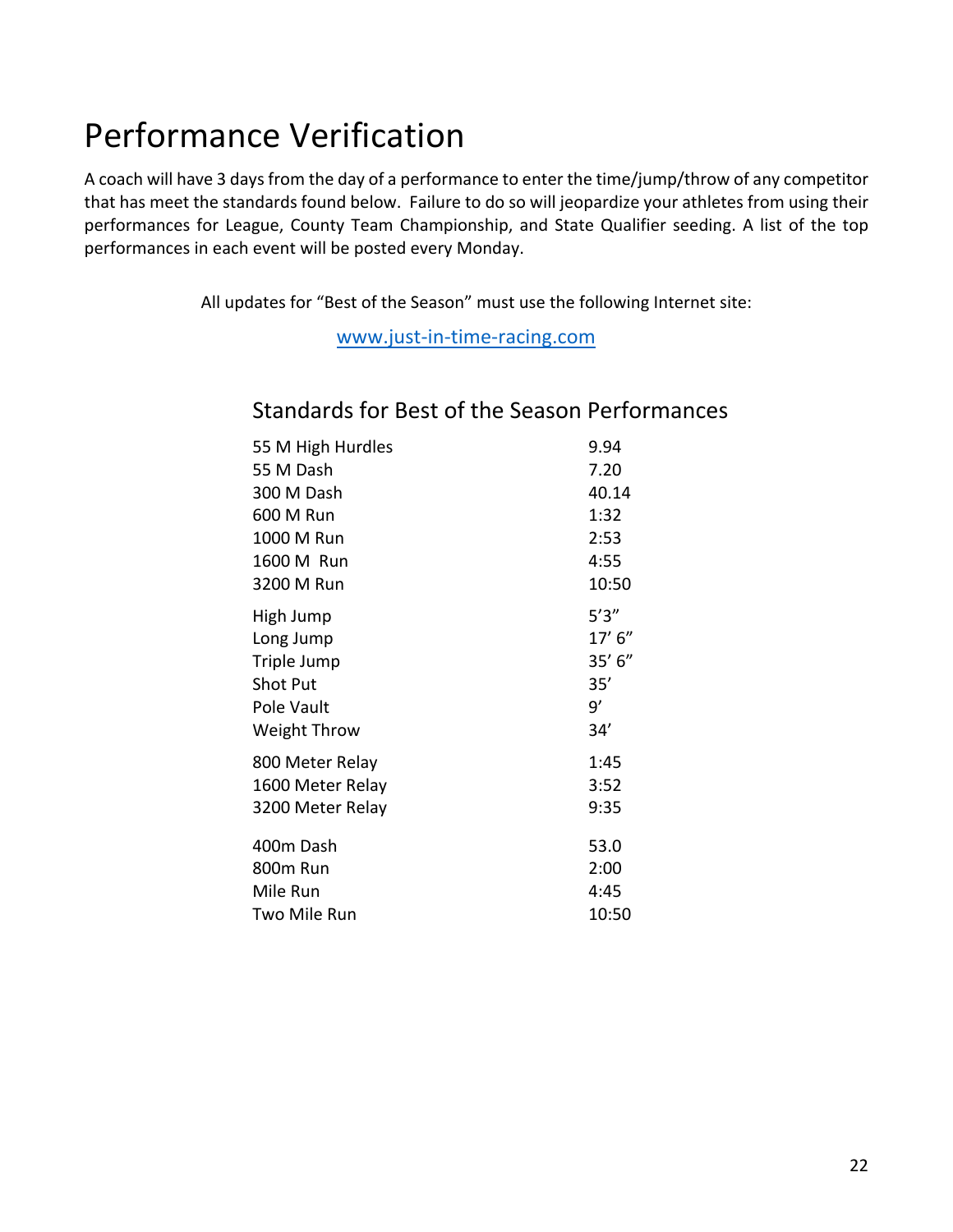# Performance Verification

A coach will have 3 days from the day of a performance to enter the time/jump/throw of any competitor that has meet the standards found below. Failure to do so will jeopardize your athletes from using their performances for League, County Team Championship, and State Qualifier seeding. A list of the top performances in each event will be posted every Monday.

All updates for "Best of the Season" must use the following Internet site:

[www.just-in-time-racing.com](http://www.just-in-time-racing.com)

## Standards for Best of the Season Performances

| Event | Standard |
|---|---|
| 55 M High Hurdles | 9.94 |
| 55 M Dash | 7.20 |
| 300 M Dash | 40.14 |
| 600 M Run | 1:32 |
| 1000 M Run | 2:53 |
| 1600 M Run | 4:55 |
| 3200 M Run | 10:50 |
| High Jump | 5'3" |
| Long Jump | 17' 6" |
| Triple Jump | 35' 6" |
| Shot Put | 35' |
| Pole Vault | 9' |
| Weight Throw | 34' |
| 800 Meter Relay | 1:45 |
| 1600 Meter Relay | 3:52 |
| 3200 Meter Relay | 9:35 |
| 400m Dash | 53.0 |
| 800m Run | 2:00 |
| Mile Run | 4:45 |
| Two Mile Run | 10:50 |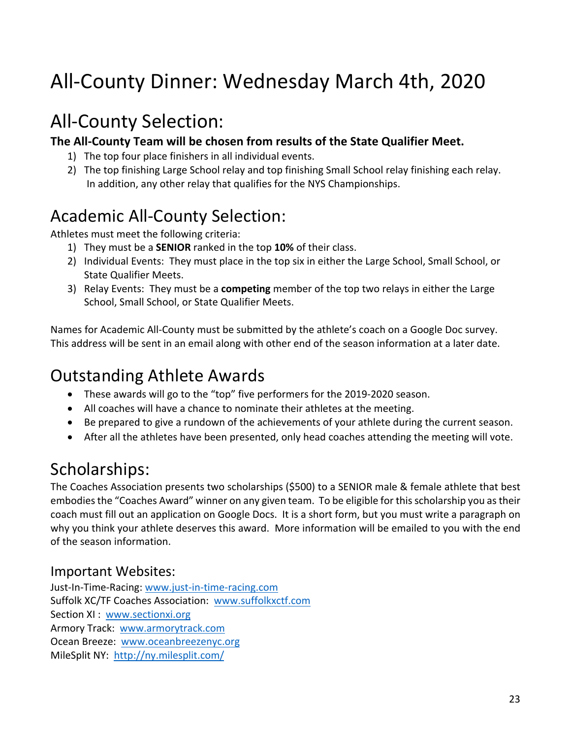# All-County Dinner: Wednesday March 4th, 2020

## All-County Selection:

**The All-County Team will be chosen from results of the State Qualifier Meet.**

1) The top four place finishers in all individual events.
2) The top finishing Large School relay and top finishing Small School relay finishing each relay. In addition, any other relay that qualifies for the NYS Championships.

## Academic All-County Selection:

Athletes must meet the following criteria:

1) They must be a **SENIOR** ranked in the top **10%** of their class.
2) Individual Events: They must place in the top six in either the Large School, Small School, or State Qualifier Meets.
3) Relay Events: They must be a **competing** member of the top two relays in either the Large School, Small School, or State Qualifier Meets.

Names for Academic All-County must be submitted by the athlete's coach on a Google Doc survey. This address will be sent in an email along with other end of the season information at a later date.

## Outstanding Athlete Awards

- These awards will go to the "top" five performers for the 2019-2020 season.
- All coaches will have a chance to nominate their athletes at the meeting.
- Be prepared to give a rundown of the achievements of your athlete during the current season.
- After all the athletes have been presented, only head coaches attending the meeting will vote.

## Scholarships:

The Coaches Association presents two scholarships ($500) to a SENIOR male & female athlete that best embodies the "Coaches Award" winner on any given team. To be eligible for this scholarship you as their coach must fill out an application on Google Docs. It is a short form, but you must write a paragraph on why you think your athlete deserves this award. More information will be emailed to you with the end of the season information.

### Important Websites:

Just-In-Time-Racing: www.just-in-time-racing.com
Suffolk XC/TF Coaches Association: www.suffolkxctf.com
Section XI : www.sectionxi.org
Armory Track: www.armorytrack.com
Ocean Breeze: www.oceanbreezenyc.org
MileSplit NY: http://ny.milesplit.com/